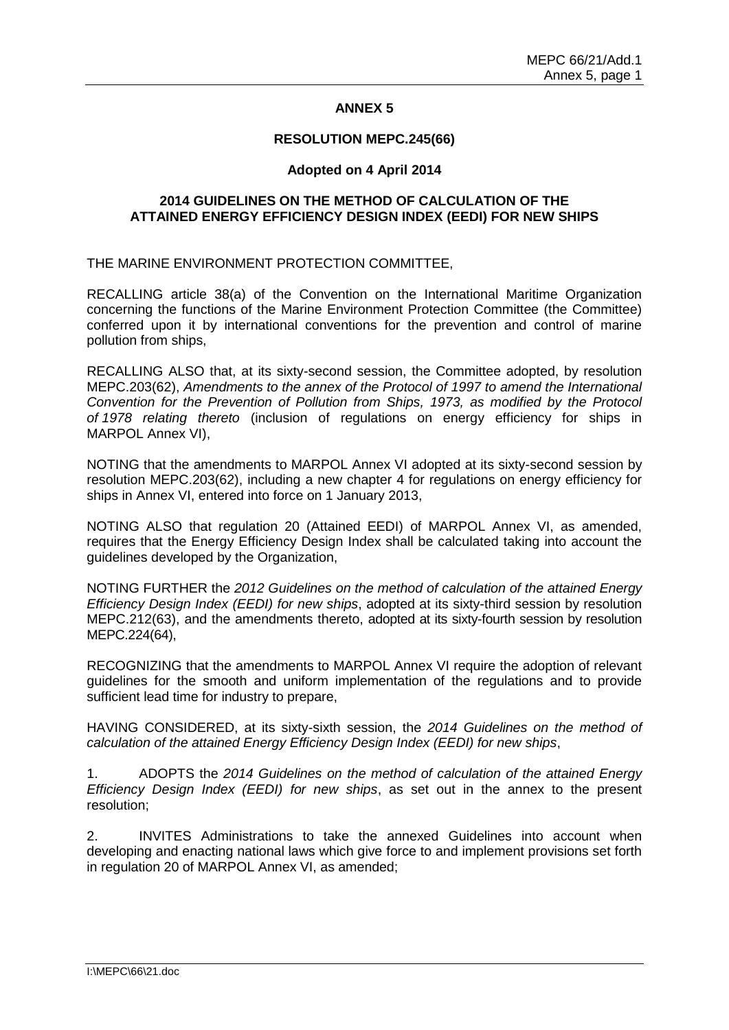# ANNEX 5

## RESOLUTION MEPC.245(66)

**Adopted on 4 April 2014**

## 2014 GUIDELINES ON THE METHOD OF CALCULATION OF THE ATTAINED ENERGY EFFICIENCY DESIGN INDEX (EEDI) FOR NEW SHIPS

THE MARINE ENVIRONMENT PROTECTION COMMITTEE,

RECALLING article 38(a) of the Convention on the International Maritime Organization concerning the functions of the Marine Environment Protection Committee (the Committee) conferred upon it by international conventions for the prevention and control of marine pollution from ships,

RECALLING ALSO that, at its sixty-second session, the Committee adopted, by resolution MEPC.203(62), *Amendments to the annex of the Protocol of 1997 to amend the International Convention for the Prevention of Pollution from Ships, 1973, as modified by the Protocol of 1978 relating thereto* (inclusion of regulations on energy efficiency for ships in MARPOL Annex VI),

NOTING that the amendments to MARPOL Annex VI adopted at its sixty-second session by resolution MEPC.203(62), including a new chapter 4 for regulations on energy efficiency for ships in Annex VI, entered into force on 1 January 2013,

NOTING ALSO that regulation 20 (Attained EEDI) of MARPOL Annex VI, as amended, requires that the Energy Efficiency Design Index shall be calculated taking into account the guidelines developed by the Organization,

NOTING FURTHER the *2012 Guidelines on the method of calculation of the attained Energy Efficiency Design Index (EEDI) for new ships*, adopted at its sixty-third session by resolution MEPC.212(63), and the amendments thereto, adopted at its sixty-fourth session by resolution MEPC.224(64),

RECOGNIZING that the amendments to MARPOL Annex VI require the adoption of relevant guidelines for the smooth and uniform implementation of the regulations and to provide sufficient lead time for industry to prepare,

HAVING CONSIDERED, at its sixty-sixth session, the *2014 Guidelines on the method of calculation of the attained Energy Efficiency Design Index (EEDI) for new ships*,

1. ADOPTS the *2014 Guidelines on the method of calculation of the attained Energy Efficiency Design Index (EEDI) for new ships*, as set out in the annex to the present resolution;

2. INVITES Administrations to take the annexed Guidelines into account when developing and enacting national laws which give force to and implement provisions set forth in regulation 20 of MARPOL Annex VI, as amended;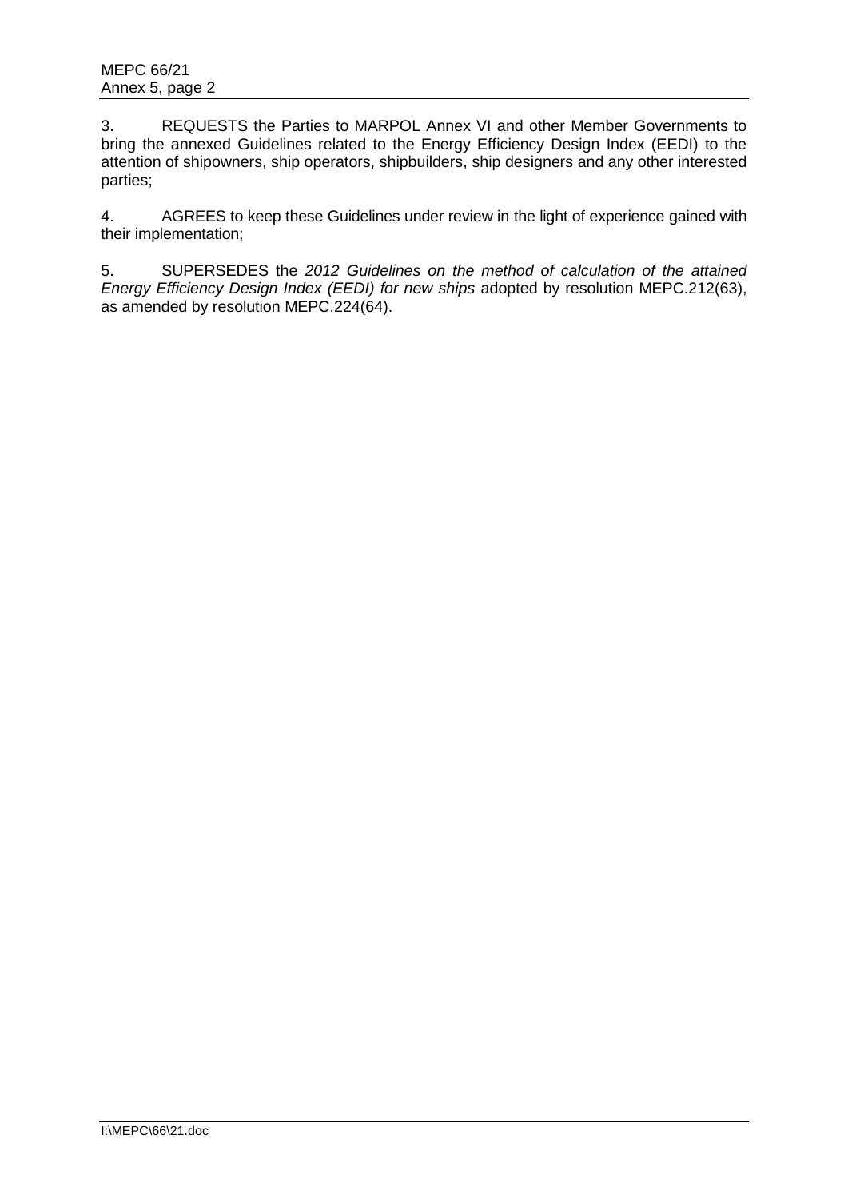3. REQUESTS the Parties to MARPOL Annex VI and other Member Governments to bring the annexed Guidelines related to the Energy Efficiency Design Index (EEDI) to the attention of shipowners, ship operators, shipbuilders, ship designers and any other interested parties;

4. AGREES to keep these Guidelines under review in the light of experience gained with their implementation;

5. SUPERSEDES the *2012 Guidelines on the method of calculation of the attained Energy Efficiency Design Index (EEDI) for new ships* adopted by resolution MEPC.212(63), as amended by resolution MEPC.224(64).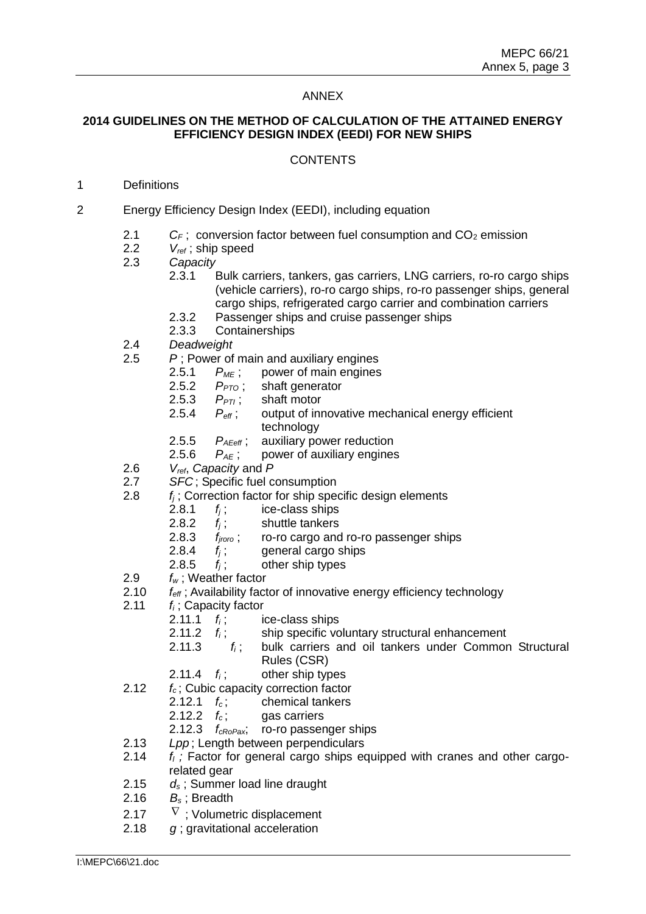ANNEX

**2014 GUIDELINES ON THE METHOD OF CALCULATION OF THE ATTAINED ENERGY EFFICIENCY DESIGN INDEX (EEDI) FOR NEW SHIPS**

CONTENTS

1 Definitions

2 Energy Efficiency Design Index (EEDI), including equation

- 2.1 $C_F$ ; conversion factor between fuel consumption and $CO_2$ emission
- 2.2 $V_{ref}$ ; ship speed
- 2.3 *Capacity*
  - 2.3.1 Bulk carriers, tankers, gas carriers, LNG carriers, ro-ro cargo ships (vehicle carriers), ro-ro cargo ships, ro-ro passenger ships, general cargo ships, refrigerated cargo carrier and combination carriers
  - 2.3.2 Passenger ships and cruise passenger ships
  - 2.3.3 Containerships
- 2.4 *Deadweight*
- 2.5 $P$ ; Power of main and auxiliary engines
  - 2.5.1 $P_{ME}$ ; power of main engines
  - 2.5.2 $P_{PTO}$ ; shaft generator
  - 2.5.3 $P_{PTI}$ ; shaft motor
  - 2.5.4 $P_{eff}$ ; output of innovative mechanical energy efficient technology
  - 2.5.5 $P_{AEeff}$ ; auxiliary power reduction
  - 2.5.6 $P_{AE}$ ; power of auxiliary engines
- 2.6 $V_{ref}$, *Capacity* and $P$
- 2.7 *SFC* ; Specific fuel consumption
- 2.8 $f_j$ ; Correction factor for ship specific design elements
  - 2.8.1 $f_j$ ; ice-class ships
  - 2.8.2 $f_j$ ; shuttle tankers
  - 2.8.3 $f_{jroro}$ ; ro-ro cargo and ro-ro passenger ships
  - 2.8.4 $f_j$ ; general cargo ships
  - 2.8.5 $f_j$ ; other ship types
- 2.9 $f_w$ ; Weather factor
- 2.10 $f_{eff}$ ; Availability factor of innovative energy efficiency technology
- 2.11 $f_i$ ; Capacity factor
  - 2.11.1 $f_i$ ; ice-class ships
  - 2.11.2 $f_i$ ; ship specific voluntary structural enhancement
  - 2.11.3 $f_i$ ; bulk carriers and oil tankers under Common Structural Rules (CSR)
  - 2.11.4 $f_i$ ; other ship types
- 2.12 $f_c$ ; Cubic capacity correction factor
  - 2.12.1 $f_c$ ; chemical tankers
  - 2.12.2 $f_c$ ; gas carriers
  - 2.12.3 $f_{cRoPax}$; ro-ro passenger ships
- 2.13 *Lpp* ; Length between perpendiculars
- 2.14 $f_l$ ; Factor for general cargo ships equipped with cranes and other cargo-related gear
- 2.15 $d_s$ ; Summer load line draught
- 2.16 $B_s$ ; Breadth
- 2.17 $\nabla$ ; Volumetric displacement
- 2.18 $g$ ; gravitational acceleration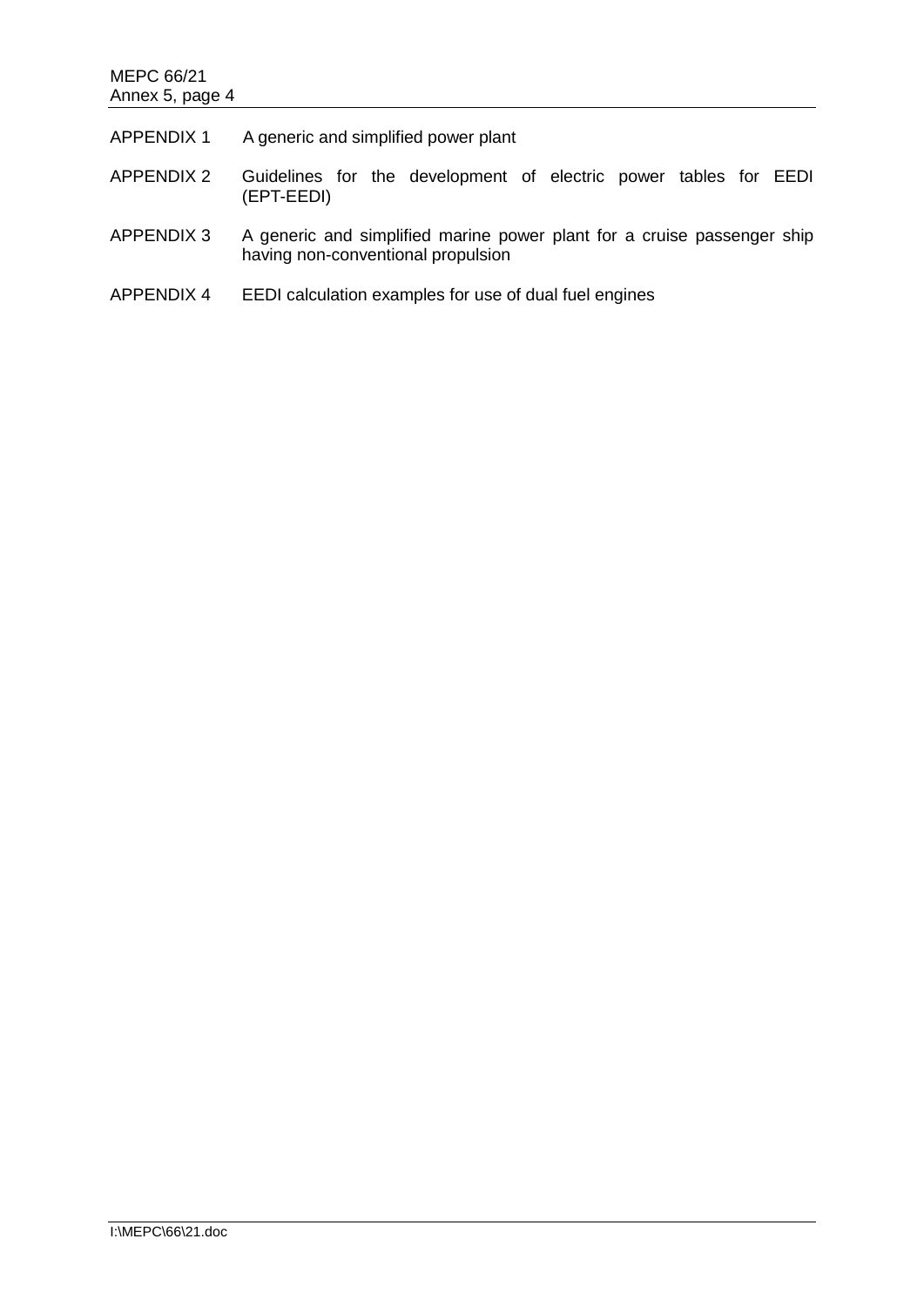APPENDIX 1 A generic and simplified power plant

APPENDIX 2 Guidelines for the development of electric power tables for EEDI (EPT-EEDI)

APPENDIX 3 A generic and simplified marine power plant for a cruise passenger ship having non-conventional propulsion

APPENDIX 4 EEDI calculation examples for use of dual fuel engines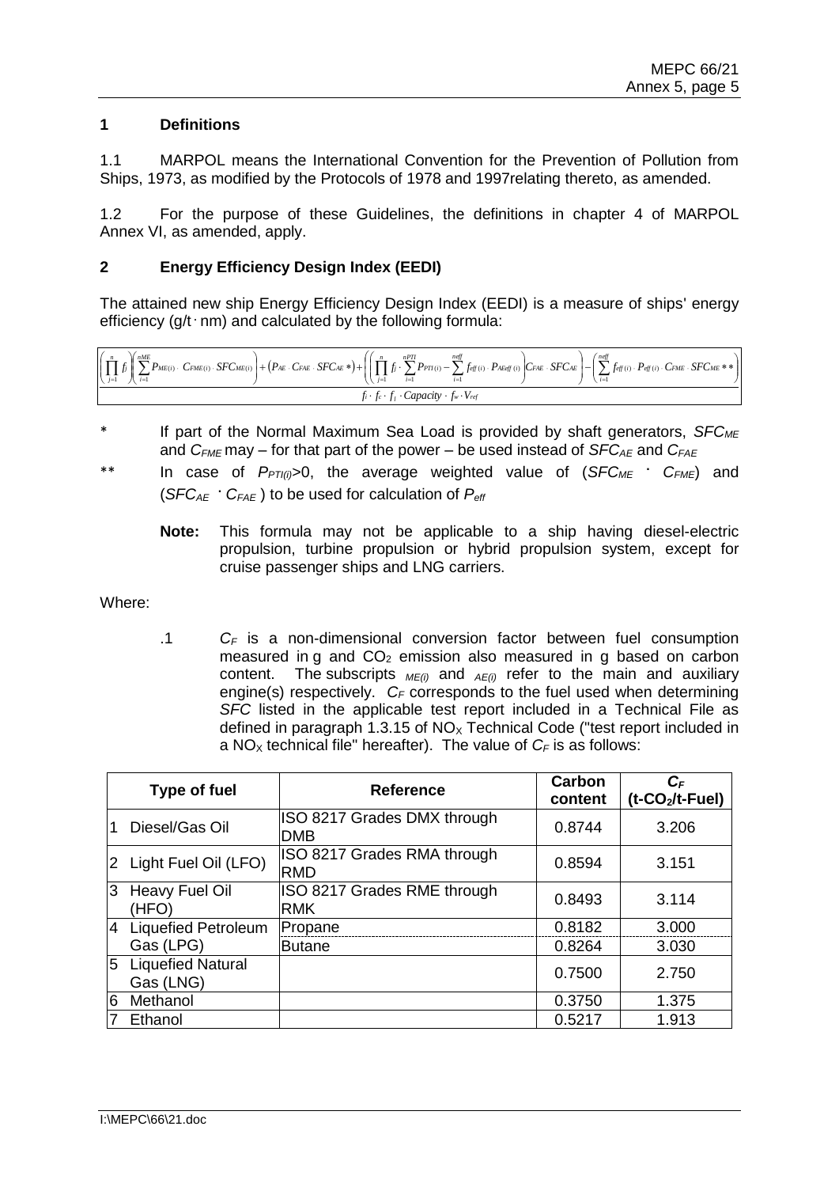## 1 Definitions

1.1 MARPOL means the International Convention for the Prevention of Pollution from Ships, 1973, as modified by the Protocols of 1978 and 1997relating thereto, as amended.

1.2 For the purpose of these Guidelines, the definitions in chapter 4 of MARPOL Annex VI, as amended, apply.

## 2 Energy Efficiency Design Index (EEDI)

The attained new ship Energy Efficiency Design Index (EEDI) is a measure of ships' energy efficiency (g/t · nm) and calculated by the following formula:

$$\frac{\left(\prod_{j=1}^{n} f_j\right)\left(\sum_{i=1}^{nME} P_{ME(i)} \cdot C_{FME(i)} \cdot SFC_{ME(i)}\right) + \left(P_{AE} \cdot C_{FAE} \cdot SFC_{AE}*\right) + \left(\left(\prod_{j=1}^{n} f_j \cdot \sum_{i=1}^{nPTI} P_{PTI(i)} - \sum_{i=1}^{neff} f_{eff(i)} \cdot P_{AEeff(i)}\right) C_{FAE} \cdot SFC_{AE}\right) - \left(\sum_{i=1}^{neff} f_{eff(i)} \cdot P_{eff(i)} \cdot C_{FME} \cdot SFC_{ME}**\right)}{f_i \cdot f_c \cdot f_l \cdot Capacity \cdot f_w \cdot V_{ref}}$$

\* If part of the Normal Maximum Sea Load is provided by shaft generators, $SFC_{ME}$ and $C_{FME}$ may – for that part of the power – be used instead of $SFC_{AE}$ and $C_{FAE}$

\*\* In case of $P_{PTI(i)}>0$, the average weighted value of ($SFC_{ME} \cdot C_{FME}$) and ($SFC_{AE} \cdot C_{FAE}$) to be used for calculation of $P_{eff}$

**Note:** This formula may not be applicable to a ship having diesel-electric propulsion, turbine propulsion or hybrid propulsion system, except for cruise passenger ships and LNG carriers.

Where:

.1 $C_F$ is a non-dimensional conversion factor between fuel consumption measured in g and $CO_2$ emission also measured in g based on carbon content. The subscripts $_{ME(i)}$ and $_{AE(i)}$ refer to the main and auxiliary engine(s) respectively. $C_F$ corresponds to the fuel used when determining *SFC* listed in the applicable test report included in a Technical File as defined in paragraph 1.3.15 of $NO_X$ Technical Code ("test report included in a $NO_X$ technical file" hereafter). The value of $C_F$ is as follows:

| | Type of fuel | Reference | Carbon content | $C_F$ (t-$CO_2$/t-Fuel) |
|---|---|---|---|---|
| 1 | Diesel/Gas Oil | ISO 8217 Grades DMX through DMB | 0.8744 | 3.206 |
| 2 | Light Fuel Oil (LFO) | ISO 8217 Grades RMA through RMD | 0.8594 | 3.151 |
| 3 | Heavy Fuel Oil (HFO) | ISO 8217 Grades RME through RMK | 0.8493 | 3.114 |
| 4 | Liquefied Petroleum Gas (LPG) | Propane | 0.8182 | 3.000 |
| | | Butane | 0.8264 | 3.030 |
| 5 | Liquefied Natural Gas (LNG) | | 0.7500 | 2.750 |
| 6 | Methanol | | 0.3750 | 1.375 |
| 7 | Ethanol | | 0.5217 | 1.913 |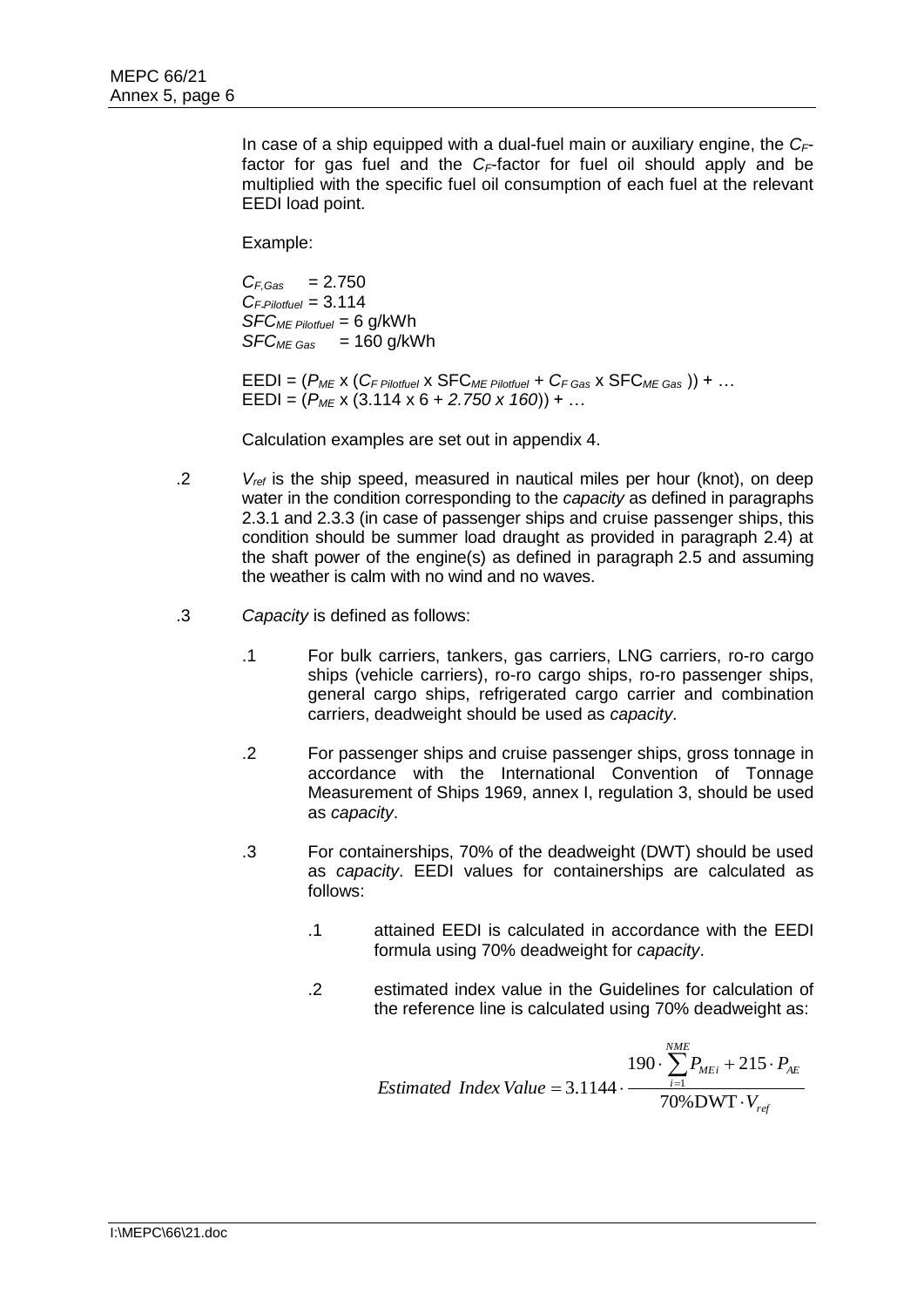In case of a ship equipped with a dual-fuel main or auxiliary engine, the $C_F$-factor for gas fuel and the $C_F$-factor for fuel oil should apply and be multiplied with the specific fuel oil consumption of each fuel at the relevant EEDI load point.

Example:

$C_{F,Gas}$ = 2.750
$C_{F,Pilotfuel}$ = 3.114
$SFC_{ME\ Pilotfuel}$ = 6 g/kWh
$SFC_{ME\ Gas}$ = 160 g/kWh

EEDI = ($P_{ME}$ x ($C_{F\ Pilotfuel}$ x $SFC_{ME\ Pilotfuel}$ + $C_{F\ Gas}$ x $SFC_{ME\ Gas}$ )) + …
EEDI = ($P_{ME}$ x (3.114 x 6 + *2.750 x 160*)) + …

Calculation examples are set out in appendix 4.

.2 $V_{ref}$ is the ship speed, measured in nautical miles per hour (knot), on deep water in the condition corresponding to the *capacity* as defined in paragraphs 2.3.1 and 2.3.3 (in case of passenger ships and cruise passenger ships, this condition should be summer load draught as provided in paragraph 2.4) at the shaft power of the engine(s) as defined in paragraph 2.5 and assuming the weather is calm with no wind and no waves.

.3 *Capacity* is defined as follows:

.1 For bulk carriers, tankers, gas carriers, LNG carriers, ro-ro cargo ships (vehicle carriers), ro-ro cargo ships, ro-ro passenger ships, general cargo ships, refrigerated cargo carrier and combination carriers, deadweight should be used as *capacity*.

.2 For passenger ships and cruise passenger ships, gross tonnage in accordance with the International Convention of Tonnage Measurement of Ships 1969, annex I, regulation 3, should be used as *capacity*.

.3 For containerships, 70% of the deadweight (DWT) should be used as *capacity*. EEDI values for containerships are calculated as follows:

.1 attained EEDI is calculated in accordance with the EEDI formula using 70% deadweight for *capacity*.

.2 estimated index value in the Guidelines for calculation of the reference line is calculated using 70% deadweight as:

$$Estimated\ Index\ Value = 3.1144 \cdot \frac{190 \cdot \sum_{i=1}^{NME} P_{MEi} + 215 \cdot P_{AE}}{70\%\mathrm{DWT} \cdot V_{ref}}$$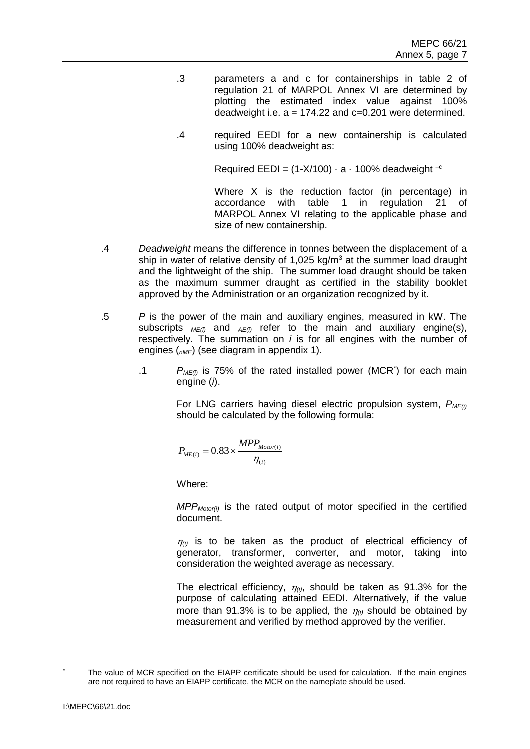.3 parameters a and c for containerships in table 2 of regulation 21 of MARPOL Annex VI are determined by plotting the estimated index value against 100% deadweight i.e. a = 174.22 and c=0.201 were determined.

.4 required EEDI for a new containership is calculated using 100% deadweight as:

Required EEDI = $(1-X/100) \cdot a \cdot 100\%$ deadweight $^{-c}$

Where X is the reduction factor (in percentage) in accordance with table 1 in regulation 21 of MARPOL Annex VI relating to the applicable phase and size of new containership.

.4 *Deadweight* means the difference in tonnes between the displacement of a ship in water of relative density of 1,025 kg/m$^3$ at the summer load draught and the lightweight of the ship. The summer load draught should be taken as the maximum summer draught as certified in the stability booklet approved by the Administration or an organization recognized by it.

.5 *P* is the power of the main and auxiliary engines, measured in kW. The subscripts $_{ME(i)}$ and $_{AE(i)}$ refer to the main and auxiliary engine(s), respectively. The summation on *i* is for all engines with the number of engines ($_{nME}$) (see diagram in appendix 1).

.1 $P_{ME(i)}$ is 75% of the rated installed power (MCR[*]) for each main engine (*i*).

For LNG carriers having diesel electric propulsion system, $P_{ME(i)}$ should be calculated by the following formula:

$$P_{ME(i)} = 0.83 \times \frac{MPP_{Motor(i)}}{\eta_{(i)}}$$

Where:

$MPP_{Motor(i)}$ is the rated output of motor specified in the certified document.

$\eta_{(i)}$ is to be taken as the product of electrical efficiency of generator, transformer, converter, and motor, taking into consideration the weighted average as necessary.

The electrical efficiency, $\eta_{(i)}$, should be taken as 91.3% for the purpose of calculating attained EEDI. Alternatively, if the value more than 91.3% is to be applied, the $\eta_{(i)}$ should be obtained by measurement and verified by method approved by the verifier.

[*] The value of MCR specified on the EIAPP certificate should be used for calculation. If the main engines are not required to have an EIAPP certificate, the MCR on the nameplate should be used.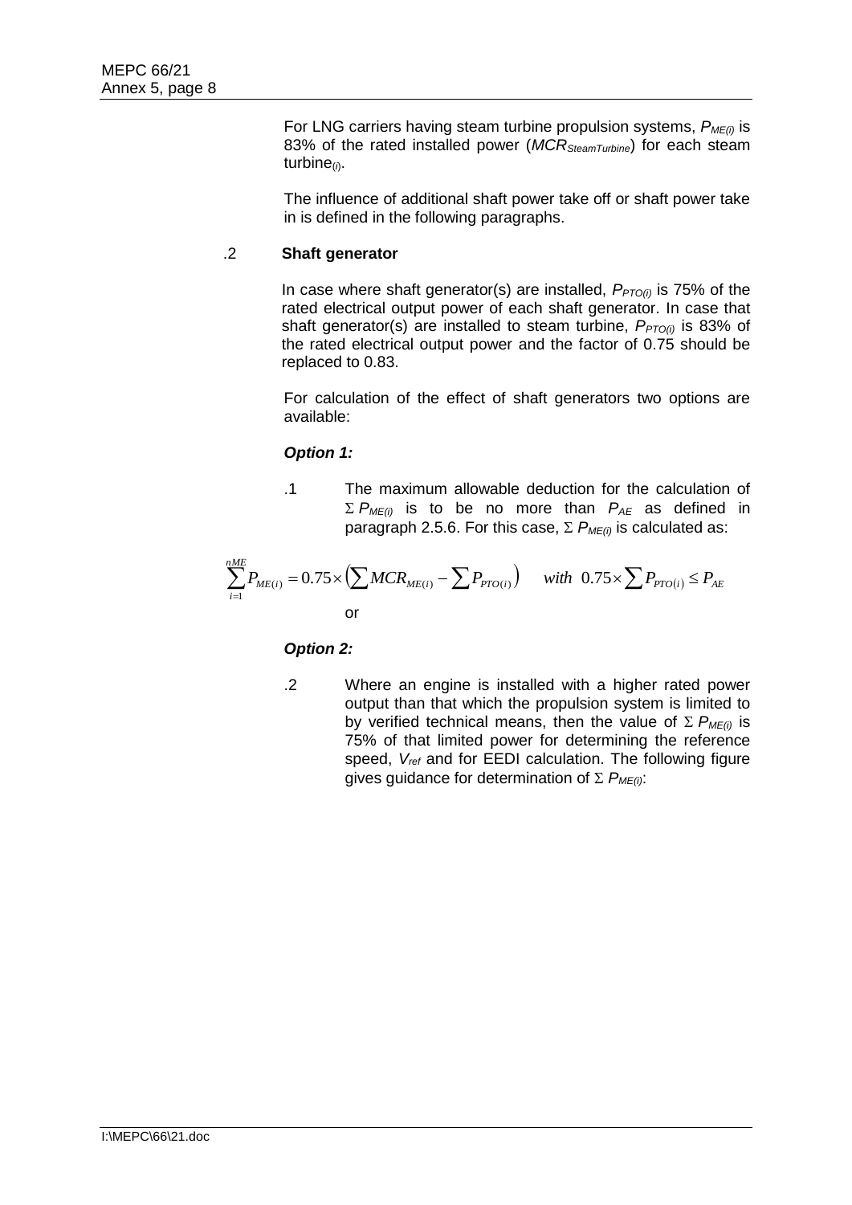For LNG carriers having steam turbine propulsion systems, $P_{ME(i)}$ is 83% of the rated installed power ($MCR_{SteamTurbine}$) for each steam turbine$_{(i)}$.

The influence of additional shaft power take off or shaft power take in is defined in the following paragraphs.

.2 **Shaft generator**

In case where shaft generator(s) are installed, $P_{PTO(i)}$ is 75% of the rated electrical output power of each shaft generator. In case that shaft generator(s) are installed to steam turbine, $P_{PTO(i)}$ is 83% of the rated electrical output power and the factor of 0.75 should be replaced to 0.83.

For calculation of the effect of shaft generators two options are available:

***Option 1:***

.1 The maximum allowable deduction for the calculation of $\Sigma P_{ME(i)}$ is to be no more than $P_{AE}$ as defined in paragraph 2.5.6. For this case, $\Sigma P_{ME(i)}$ is calculated as:

$$\sum_{i=1}^{nME} P_{ME(i)} = 0.75 \times \left( \sum MCR_{ME(i)} - \sum P_{PTO(i)} \right) \quad with \;\; 0.75 \times \sum P_{PTO(i)} \leq P_{AE}$$

or

***Option 2:***

.2 Where an engine is installed with a higher rated power output than that which the propulsion system is limited to by verified technical means, then the value of $\Sigma P_{ME(i)}$ is 75% of that limited power for determining the reference speed, $V_{ref}$ and for EEDI calculation. The following figure gives guidance for determination of $\Sigma P_{ME(i)}$: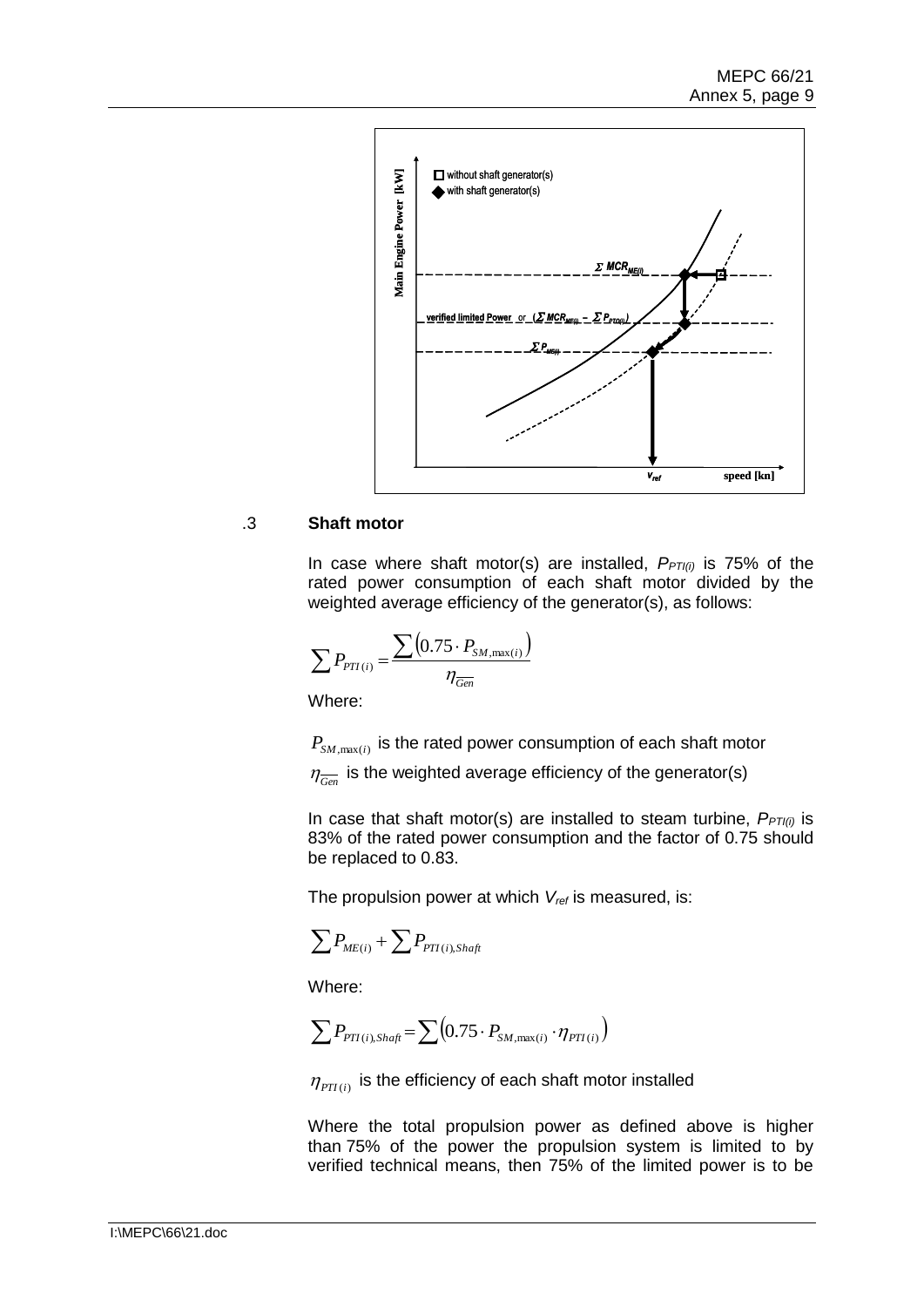.3 **Shaft motor**

In case where shaft motor(s) are installed, $P_{PTI(i)}$ is 75% of the rated power consumption of each shaft motor divided by the weighted average efficiency of the generator(s), as follows:

$$\sum P_{PTI(i)} = \frac{\sum \left(0.75 \cdot P_{SM,\max(i)}\right)}{\eta_{\overline{Gen}}}$$

Where:

$P_{SM,\max(i)}$ is the rated power consumption of each shaft motor

$\eta_{\overline{Gen}}$ is the weighted average efficiency of the generator(s)

In case that shaft motor(s) are installed to steam turbine, $P_{PTI(i)}$ is 83% of the rated power consumption and the factor of 0.75 should be replaced to 0.83.

The propulsion power at which $V_{ref}$ is measured, is:

$$\sum P_{ME(i)} + \sum P_{PTI(i),Shaft}$$

Where:

$$\sum P_{PTI(i),Shaft} = \sum \left(0.75 \cdot P_{SM,\max(i)} \cdot \eta_{PTI(i)}\right)$$

$\eta_{PTI(i)}$ is the efficiency of each shaft motor installed

Where the total propulsion power as defined above is higher than 75% of the power the propulsion system is limited to by verified technical means, then 75% of the limited power is to be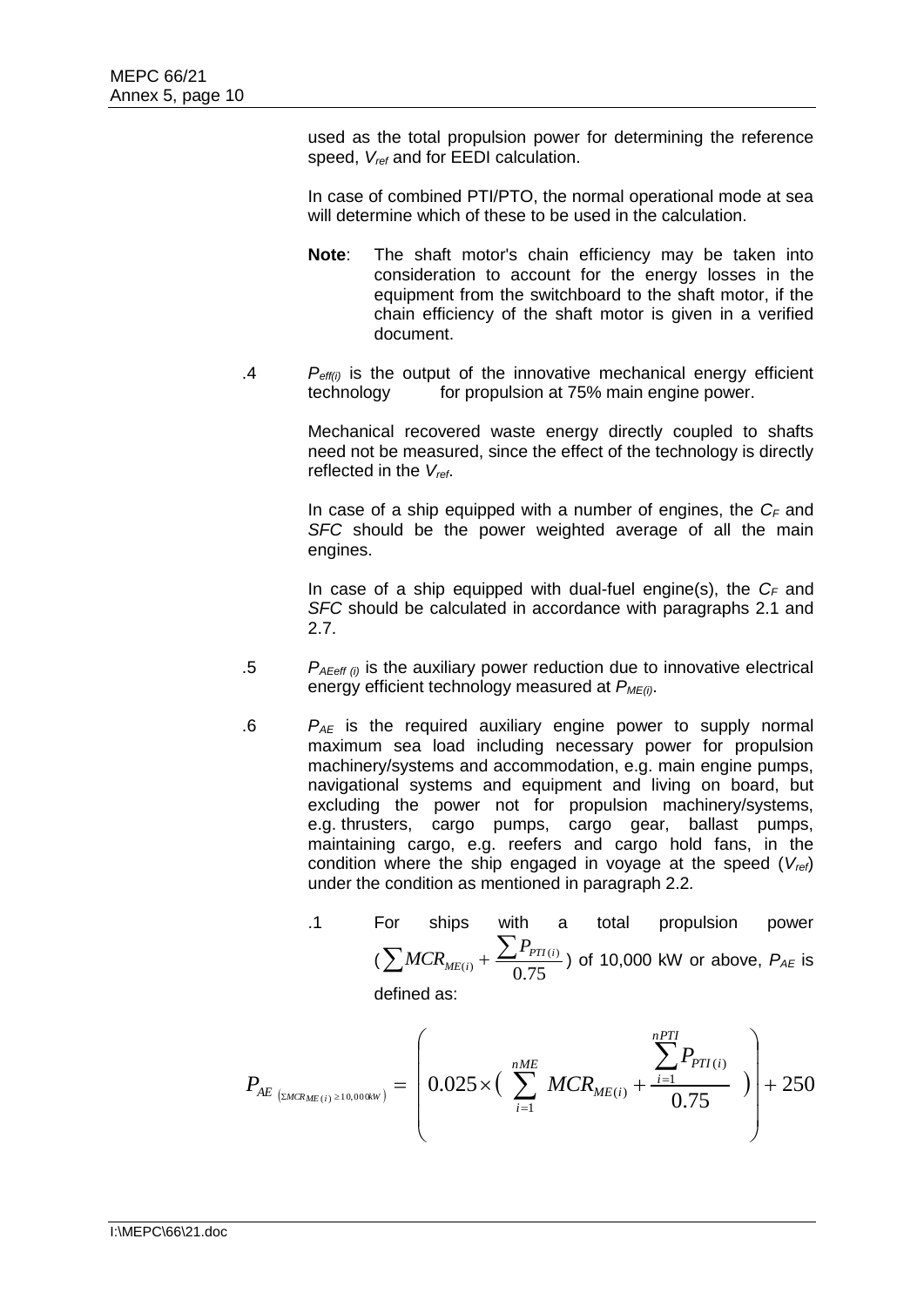used as the total propulsion power for determining the reference speed, $V_{ref}$ and for EEDI calculation.

In case of combined PTI/PTO, the normal operational mode at sea will determine which of these to be used in the calculation.

**Note**: The shaft motor's chain efficiency may be taken into consideration to account for the energy losses in the equipment from the switchboard to the shaft motor, if the chain efficiency of the shaft motor is given in a verified document.

.4 $P_{eff(i)}$ is the output of the innovative mechanical energy efficient technology for propulsion at 75% main engine power.

Mechanical recovered waste energy directly coupled to shafts need not be measured, since the effect of the technology is directly reflected in the $V_{ref}$.

In case of a ship equipped with a number of engines, the $C_F$ and *SFC* should be the power weighted average of all the main engines.

In case of a ship equipped with dual-fuel engine(s), the $C_F$ and *SFC* should be calculated in accordance with paragraphs 2.1 and 2.7.

.5 $P_{AEeff\,(i)}$ is the auxiliary power reduction due to innovative electrical energy efficient technology measured at $P_{ME(i)}$.

.6 $P_{AE}$ is the required auxiliary engine power to supply normal maximum sea load including necessary power for propulsion machinery/systems and accommodation, e.g. main engine pumps, navigational systems and equipment and living on board, but excluding the power not for propulsion machinery/systems, e.g. thrusters, cargo pumps, cargo gear, ballast pumps, maintaining cargo, e.g. reefers and cargo hold fans, in the condition where the ship engaged in voyage at the speed ($V_{ref}$) under the condition as mentioned in paragraph 2.2.

.1 For ships with a total propulsion power ($\sum MCR_{ME(i)} + \frac{\sum P_{PTI(i)}}{0.75}$) of 10,000 kW or above, $P_{AE}$ is defined as:

$$P_{AE\,(\Sigma MCR_{ME(i)} \geq 10{,}000kW)} = \left( 0.025 \times \left( \sum_{i=1}^{nME} MCR_{ME(i)} + \frac{\sum_{i=1}^{nPTI} P_{PTI(i)}}{0.75} \right) \right) + 250$$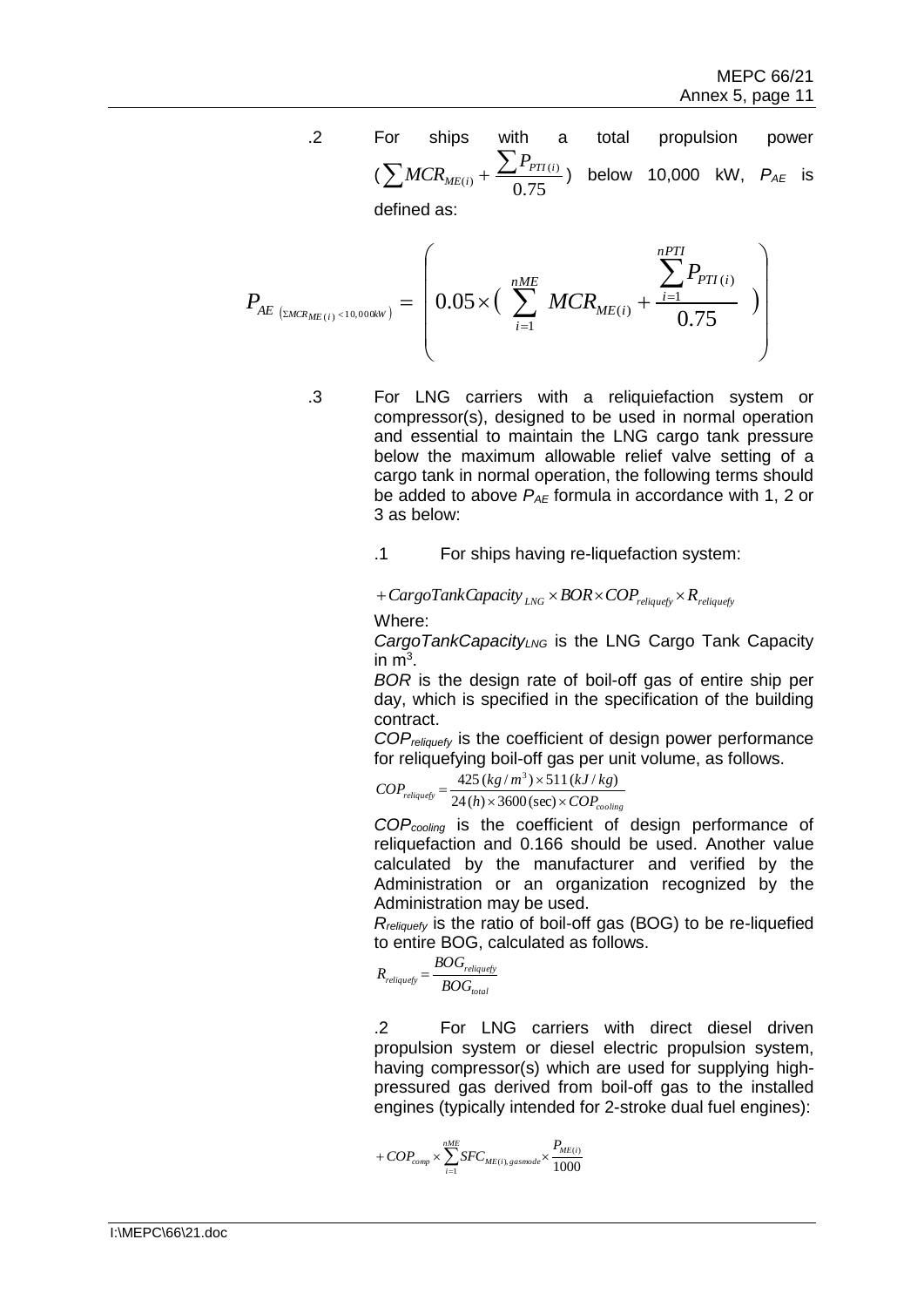.2 For ships with a total propulsion power ($\sum MCR_{ME(i)} + \frac{\sum P_{PTI(i)}}{0.75}$) below 10,000 kW, $P_{AE}$ is defined as:

$$P_{AE\ (\Sigma MCR_{ME(i)} < 10,000kW)} = \left( 0.05 \times \left( \sum_{i=1}^{nME} MCR_{ME(i)} + \frac{\sum_{i=1}^{nPTI} P_{PTI(i)}}{0.75} \right) \right)$$

.3 For LNG carriers with a reliquiefaction system or compressor(s), designed to be used in normal operation and essential to maintain the LNG cargo tank pressure below the maximum allowable relief valve setting of a cargo tank in normal operation, the following terms should be added to above $P_{AE}$ formula in accordance with 1, 2 or 3 as below:

.1 For ships having re-liquefaction system:

$$+ CargoTankCapacity_{LNG} \times BOR \times COP_{reliquefy} \times R_{reliquefy}$$

Where:

$CargoTankCapacity_{LNG}$ is the LNG Cargo Tank Capacity in $m^3$.

*BOR* is the design rate of boil-off gas of entire ship per day, which is specified in the specification of the building contract.

$COP_{reliquefy}$ is the coefficient of design power performance for reliquefying boil-off gas per unit volume, as follows.

$$COP_{reliquefy} = \frac{425\,(kg/m^3) \times 511\,(kJ/kg)}{24\,(h) \times 3600\,(\sec) \times COP_{cooling}}$$

$COP_{cooling}$ is the coefficient of design performance of reliquefaction and 0.166 should be used. Another value calculated by the manufacturer and verified by the Administration or an organization recognized by the Administration may be used.

$R_{reliquefy}$ is the ratio of boil-off gas (BOG) to be re-liquefied to entire BOG, calculated as follows.

$$R_{reliquefy} = \frac{BOG_{reliquefy}}{BOG_{total}}$$

.2 For LNG carriers with direct diesel driven propulsion system or diesel electric propulsion system, having compressor(s) which are used for supplying high-pressured gas derived from boil-off gas to the installed engines (typically intended for 2-stroke dual fuel engines):

$$+ COP_{comp} \times \sum_{i=1}^{nME} SFC_{ME(i),gasmode} \times \frac{P_{ME(i)}}{1000}$$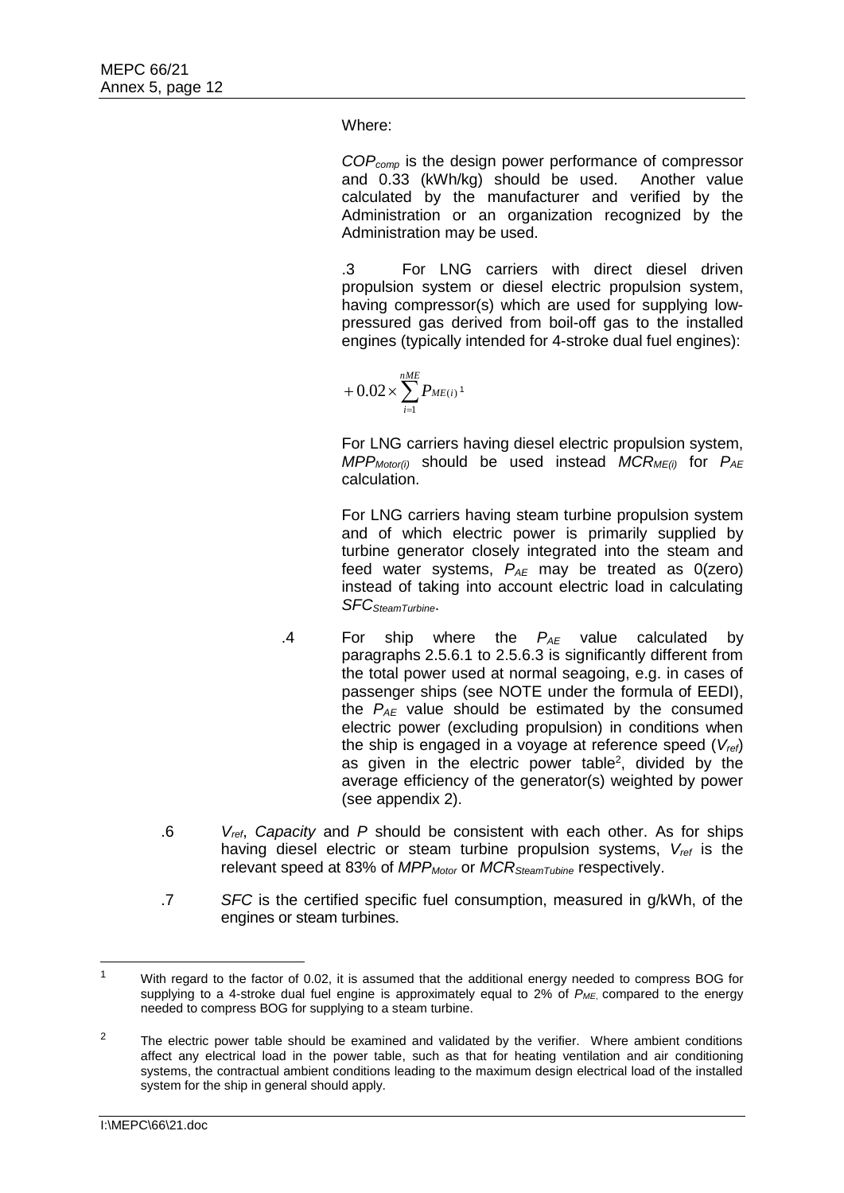Where:

$COP_{comp}$ is the design power performance of compressor and 0.33 (kWh/kg) should be used. Another value calculated by the manufacturer and verified by the Administration or an organization recognized by the Administration may be used.

.3 For LNG carriers with direct diesel driven propulsion system or diesel electric propulsion system, having compressor(s) which are used for supplying low-pressured gas derived from boil-off gas to the installed engines (typically intended for 4-stroke dual fuel engines):

$$+0.02 \times \sum_{i=1}^{nME} P_{ME(i)}$$ [1]

For LNG carriers having diesel electric propulsion system, $MPP_{Motor(i)}$ should be used instead $MCR_{ME(i)}$ for $P_{AE}$ calculation.

For LNG carriers having steam turbine propulsion system and of which electric power is primarily supplied by turbine generator closely integrated into the steam and feed water systems, $P_{AE}$ may be treated as 0(zero) instead of taking into account electric load in calculating $SFC_{SteamTurbine}$.

.4 For ship where the $P_{AE}$ value calculated by paragraphs 2.5.6.1 to 2.5.6.3 is significantly different from the total power used at normal seagoing, e.g. in cases of passenger ships (see NOTE under the formula of EEDI), the $P_{AE}$ value should be estimated by the consumed electric power (excluding propulsion) in conditions when the ship is engaged in a voyage at reference speed ($V_{ref}$) as given in the electric power table[2], divided by the average efficiency of the generator(s) weighted by power (see appendix 2).

.6 $V_{ref}$, *Capacity* and *P* should be consistent with each other. As for ships having diesel electric or steam turbine propulsion systems, $V_{ref}$ is the relevant speed at 83% of $MPP_{Motor}$ or $MCR_{SteamTubine}$ respectively.

.7 *SFC* is the certified specific fuel consumption, measured in g/kWh, of the engines or steam turbines.

---

[1] With regard to the factor of 0.02, it is assumed that the additional energy needed to compress BOG for supplying to a 4-stroke dual fuel engine is approximately equal to 2% of $P_{ME}$, compared to the energy needed to compress BOG for supplying to a steam turbine.

[2] The electric power table should be examined and validated by the verifier. Where ambient conditions affect any electrical load in the power table, such as that for heating ventilation and air conditioning systems, the contractual ambient conditions leading to the maximum design electrical load of the installed system for the ship in general should apply.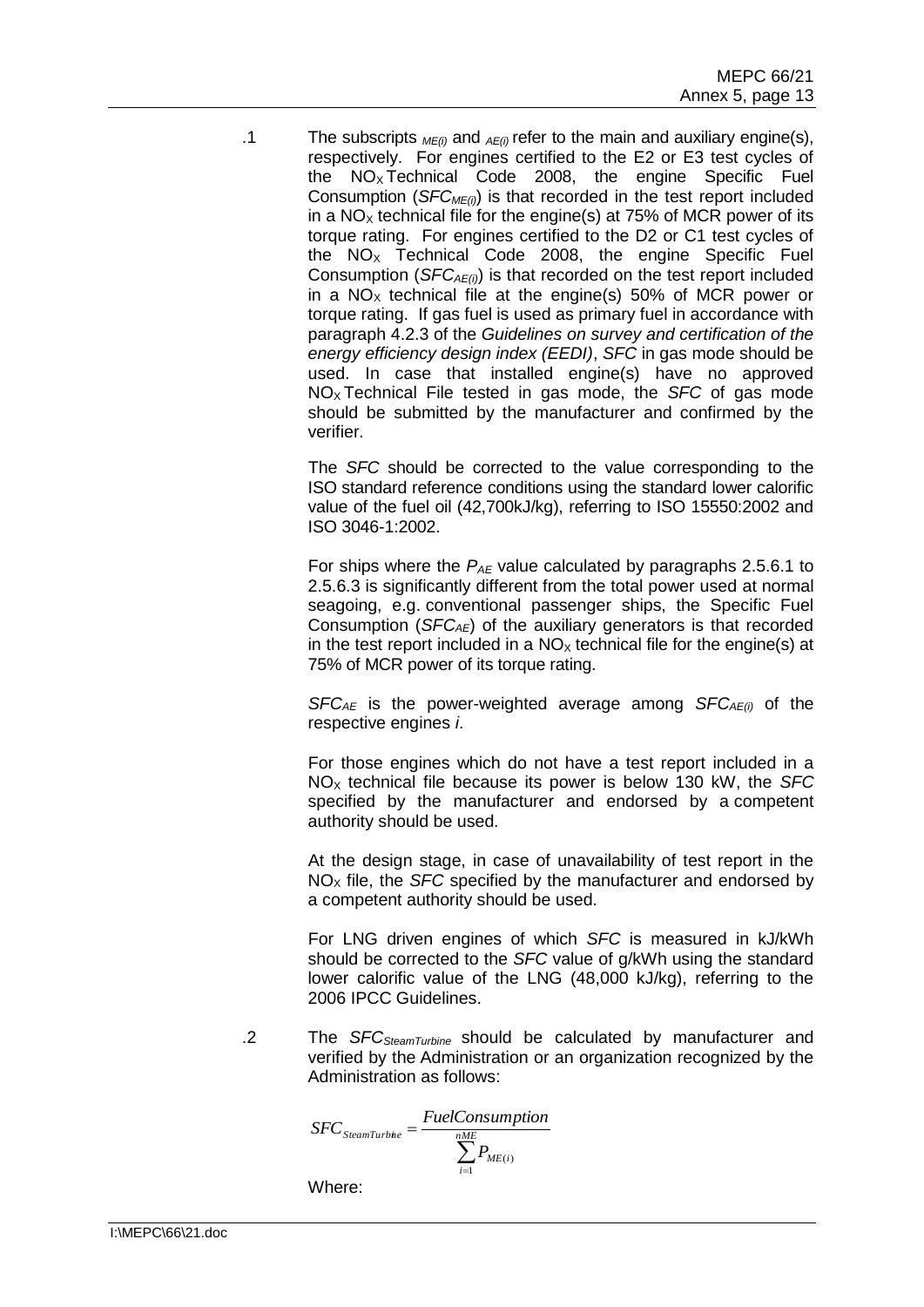.1 The subscripts $_{ME(i)}$ and $_{AE(i)}$ refer to the main and auxiliary engine(s), respectively. For engines certified to the E2 or E3 test cycles of the $NO_X$ Technical Code 2008, the engine Specific Fuel Consumption ($SFC_{ME(i)}$) is that recorded in the test report included in a $NO_X$ technical file for the engine(s) at 75% of MCR power of its torque rating. For engines certified to the D2 or C1 test cycles of the $NO_X$ Technical Code 2008, the engine Specific Fuel Consumption ($SFC_{AE(i)}$) is that recorded on the test report included in a $NO_X$ technical file at the engine(s) 50% of MCR power or torque rating. If gas fuel is used as primary fuel in accordance with paragraph 4.2.3 of the *Guidelines on survey and certification of the energy efficiency design index (EEDI)*, *SFC* in gas mode should be used. In case that installed engine(s) have no approved $NO_X$ Technical File tested in gas mode, the *SFC* of gas mode should be submitted by the manufacturer and confirmed by the verifier.

The *SFC* should be corrected to the value corresponding to the ISO standard reference conditions using the standard lower calorific value of the fuel oil (42,700kJ/kg), referring to ISO 15550:2002 and ISO 3046-1:2002.

For ships where the $P_{AE}$ value calculated by paragraphs 2.5.6.1 to 2.5.6.3 is significantly different from the total power used at normal seagoing, e.g. conventional passenger ships, the Specific Fuel Consumption ($SFC_{AE}$) of the auxiliary generators is that recorded in the test report included in a $NO_X$ technical file for the engine(s) at 75% of MCR power of its torque rating.

$SFC_{AE}$ is the power-weighted average among $SFC_{AE(i)}$ of the respective engines *i*.

For those engines which do not have a test report included in a $NO_X$ technical file because its power is below 130 kW, the *SFC* specified by the manufacturer and endorsed by a competent authority should be used.

At the design stage, in case of unavailability of test report in the $NO_X$ file, the *SFC* specified by the manufacturer and endorsed by a competent authority should be used.

For LNG driven engines of which *SFC* is measured in kJ/kWh should be corrected to the *SFC* value of g/kWh using the standard lower calorific value of the LNG (48,000 kJ/kg), referring to the 2006 IPCC Guidelines.

.2 The $SFC_{SteamTurbine}$ should be calculated by manufacturer and verified by the Administration or an organization recognized by the Administration as follows:

$$SFC_{SteamTurbine} = \frac{FuelConsumption}{\sum_{i=1}^{nME} P_{ME(i)}}$$

Where: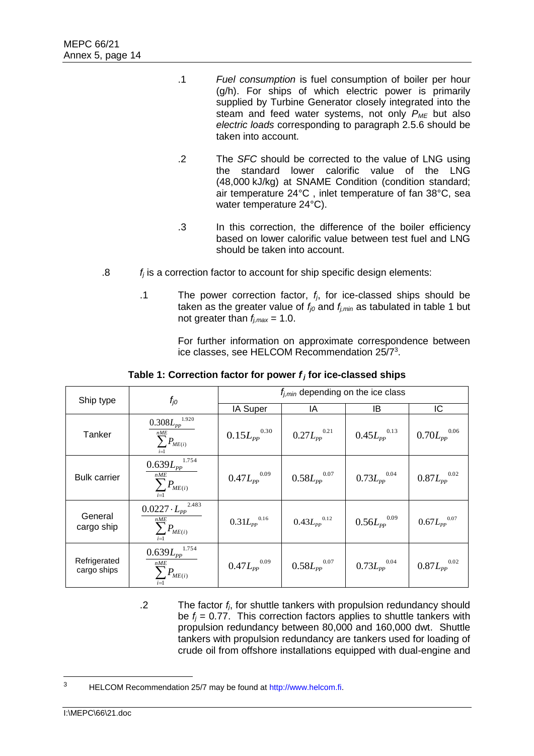.1 *Fuel consumption* is fuel consumption of boiler per hour (g/h). For ships of which electric power is primarily supplied by Turbine Generator closely integrated into the steam and feed water systems, not only $P_{ME}$ but also *electric loads* corresponding to paragraph 2.5.6 should be taken into account.

.2 The *SFC* should be corrected to the value of LNG using the standard lower calorific value of the LNG (48,000 kJ/kg) at SNAME Condition (condition standard; air temperature 24°C , inlet temperature of fan 38°C, sea water temperature 24°C).

.3 In this correction, the difference of the boiler efficiency based on lower calorific value between test fuel and LNG should be taken into account.

.8 $f_j$ is a correction factor to account for ship specific design elements:

.1 The power correction factor, $f_j$, for ice-classed ships should be taken as the greater value of $f_{j0}$ and $f_{j,min}$ as tabulated in table 1 but not greater than $f_{j,max} = 1.0$.

For further information on approximate correspondence between ice classes, see HELCOM Recommendation 25/7[3].

**Table 1: Correction factor for power $f_j$ for ice-classed ships**

| Ship type | $f_{j0}$ | $f_{j,min}$ depending on the ice class | | | |
|---|---|---|---|---|---|
| | | IA Super | IA | IB | IC |
| Tanker | $\frac{0.308 L_{PP}^{1.920}}{\sum_{i=1}^{nME} P_{ME(i)}}$ | $0.15 L_{PP}^{0.30}$ | $0.27 L_{PP}^{0.21}$ | $0.45 L_{PP}^{0.13}$ | $0.70 L_{PP}^{0.06}$ |
| Bulk carrier | $\frac{0.639 L_{PP}^{1.754}}{\sum_{i=1}^{nME} P_{ME(i)}}$ | $0.47 L_{PP}^{0.09}$ | $0.58 L_{PP}^{0.07}$ | $0.73 L_{PP}^{0.04}$ | $0.87 L_{PP}^{0.02}$ |
| General cargo ship | $\frac{0.0227 \cdot L_{PP}^{2.483}}{\sum_{i=1}^{nME} P_{ME(i)}}$ | $0.31 L_{PP}^{0.16}$ | $0.43 L_{PP}^{0.12}$ | $0.56 L_{PP}^{0.09}$ | $0.67 L_{PP}^{0.07}$ |
| Refrigerated cargo ships | $\frac{0.639 L_{PP}^{1.754}}{\sum_{i=1}^{nME} P_{ME(i)}}$ | $0.47 L_{PP}^{0.09}$ | $0.58 L_{PP}^{0.07}$ | $0.73 L_{PP}^{0.04}$ | $0.87 L_{PP}^{0.02}$ |

.2 The factor $f_j$, for shuttle tankers with propulsion redundancy should be $f_j = 0.77$. This correction factors applies to shuttle tankers with propulsion redundancy between 80,000 and 160,000 dwt. Shuttle tankers with propulsion redundancy are tankers used for loading of crude oil from offshore installations equipped with dual-engine and

[3] HELCOM Recommendation 25/7 may be found at http://www.helcom.fi.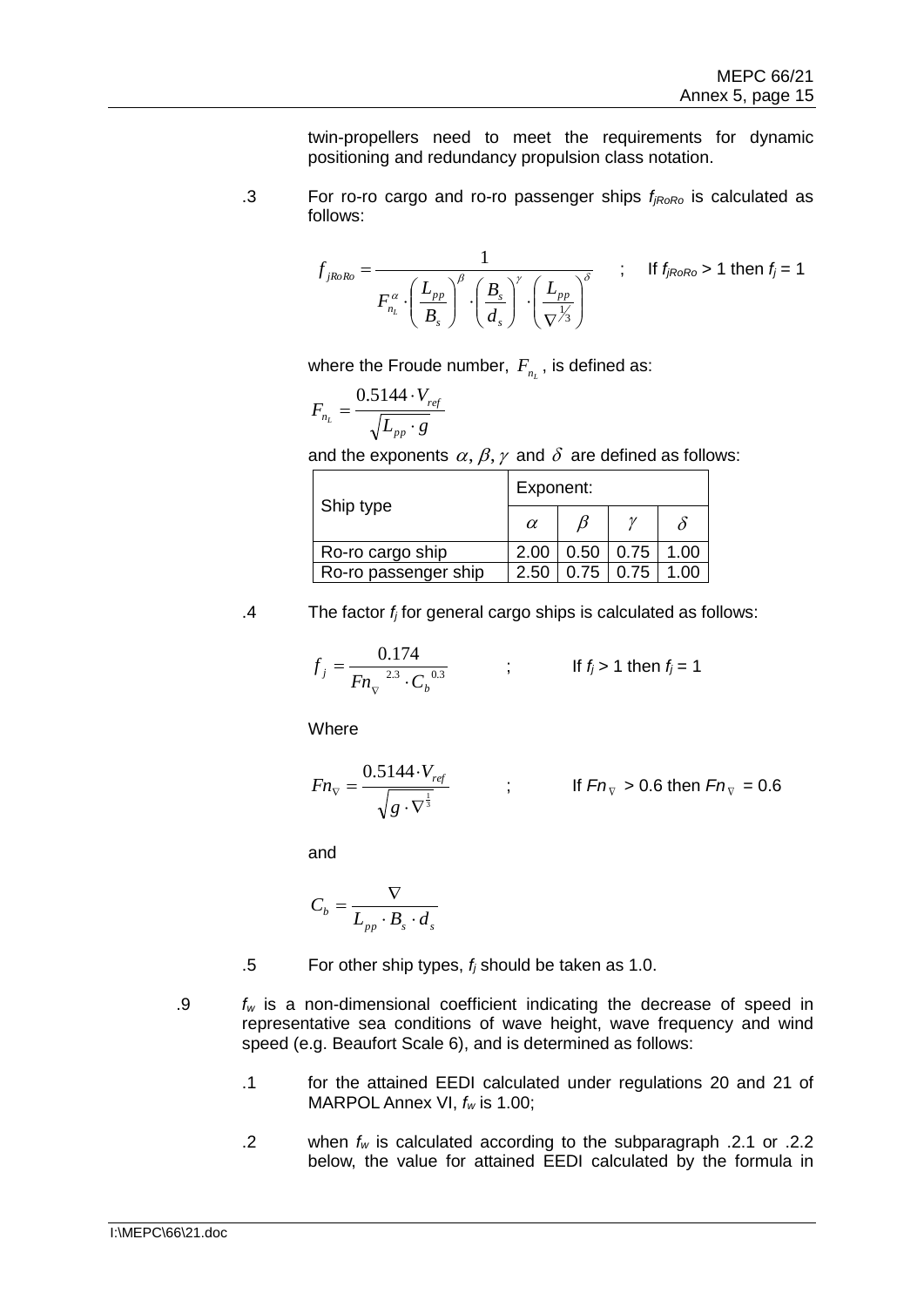twin-propellers need to meet the requirements for dynamic positioning and redundancy propulsion class notation.

.3 For ro-ro cargo and ro-ro passenger ships $f_{jRoRo}$ is calculated as follows:

$$f_{jRoRo} = \frac{1}{F_{n_L}^{\alpha} \cdot \left(\frac{L_{pp}}{B_s}\right)^{\beta} \cdot \left(\frac{B_s}{d_s}\right)^{\gamma} \cdot \left(\frac{L_{pp}}{\nabla^{1/3}}\right)^{\delta}} \quad ; \quad \text{If } f_{jRoRo} > 1 \text{ then } f_j = 1$$

where the Froude number, $F_{n_L}$, is defined as:

$$F_{n_L} = \frac{0.5144 \cdot V_{ref}}{\sqrt{L_{pp} \cdot g}}$$

and the exponents $\alpha, \beta, \gamma$ and $\delta$ are defined as follows:

| Ship type | Exponent: | | | |
|---|---|---|---|---|
| | $\alpha$ | $\beta$ | $\gamma$ | $\delta$ |
| Ro-ro cargo ship | 2.00 | 0.50 | 0.75 | 1.00 |
| Ro-ro passenger ship | 2.50 | 0.75 | 0.75 | 1.00 |

.4 The factor $f_j$ for general cargo ships is calculated as follows:

$$f_j = \frac{0.174}{Fn_{\nabla}^{\ 2.3} \cdot C_b^{\ 0.3}} \quad ; \quad \text{If } f_j > 1 \text{ then } f_j = 1$$

Where

$$Fn_{\nabla} = \frac{0.5144 \cdot V_{ref}}{\sqrt{g \cdot \nabla^{\frac{1}{3}}}} \quad ; \quad \text{If } Fn_{\nabla} > 0.6 \text{ then } Fn_{\nabla} = 0.6$$

and

$$C_b = \frac{\nabla}{L_{pp} \cdot B_s \cdot d_s}$$

.5 For other ship types, $f_j$ should be taken as 1.0.

.9 $f_w$ is a non-dimensional coefficient indicating the decrease of speed in representative sea conditions of wave height, wave frequency and wind speed (e.g. Beaufort Scale 6), and is determined as follows:

.1 for the attained EEDI calculated under regulations 20 and 21 of MARPOL Annex VI, $f_w$ is 1.00;

.2 when $f_w$ is calculated according to the subparagraph .2.1 or .2.2 below, the value for attained EEDI calculated by the formula in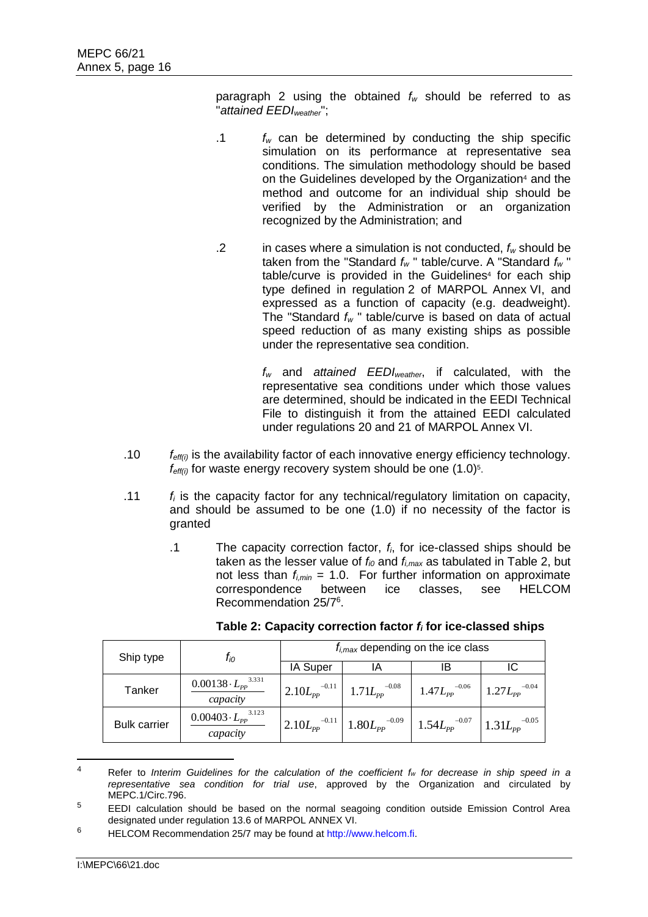paragraph 2 using the obtained $f_w$ should be referred to as "*attained EEDI$_{weather}$*";

.1 $f_w$ can be determined by conducting the ship specific simulation on its performance at representative sea conditions. The simulation methodology should be based on the Guidelines developed by the Organization[4] and the method and outcome for an individual ship should be verified by the Administration or an organization recognized by the Administration; and

.2 in cases where a simulation is not conducted, $f_w$ should be taken from the "Standard $f_w$ " table/curve. A "Standard $f_w$ " table/curve is provided in the Guidelines[4] for each ship type defined in regulation 2 of MARPOL Annex VI, and expressed as a function of capacity (e.g. deadweight). The "Standard $f_w$ " table/curve is based on data of actual speed reduction of as many existing ships as possible under the representative sea condition.

$f_w$ and *attained EEDI$_{weather}$*, if calculated, with the representative sea conditions under which those values are determined, should be indicated in the EEDI Technical File to distinguish it from the attained EEDI calculated under regulations 20 and 21 of MARPOL Annex VI.

.10 $f_{eff(i)}$ is the availability factor of each innovative energy efficiency technology. $f_{eff(i)}$ for waste energy recovery system should be one (1.0)[5].

.11 $f_i$ is the capacity factor for any technical/regulatory limitation on capacity, and should be assumed to be one (1.0) if no necessity of the factor is granted

.1 The capacity correction factor, $f_i$, for ice-classed ships should be taken as the lesser value of $f_{i0}$ and $f_{i,max}$ as tabulated in Table 2, but not less than $f_{i,min}$ = 1.0. For further information on approximate correspondence between ice classes, see HELCOM Recommendation 25/7[6].

**Table 2: Capacity correction factor $f_i$ for ice-classed ships**

| Ship type | $f_{i0}$ | $f_{i,max}$ depending on the ice class | | | |
|---|---|---|---|---|---|
| | | IA Super | IA | IB | IC |
| Tanker | $\frac{0.00138 \cdot L_{PP}^{3.331}}{capacity}$ | $2.10 L_{PP}^{-0.11}$ | $1.71 L_{PP}^{-0.08}$ | $1.47 L_{PP}^{-0.06}$ | $1.27 L_{PP}^{-0.04}$ |
| Bulk carrier | $\frac{0.00403 \cdot L_{PP}^{3.123}}{capacity}$ | $2.10 L_{PP}^{-0.11}$ | $1.80 L_{PP}^{-0.09}$ | $1.54 L_{PP}^{-0.07}$ | $1.31 L_{PP}^{-0.05}$ |

---

[4] Refer to *Interim Guidelines for the calculation of the coefficient $f_w$ for decrease in ship speed in a representative sea condition for trial use*, approved by the Organization and circulated by MEPC.1/Circ.796.

[5] EEDI calculation should be based on the normal seagoing condition outside Emission Control Area designated under regulation 13.6 of MARPOL ANNEX VI.

[6] HELCOM Recommendation 25/7 may be found at http://www.helcom.fi.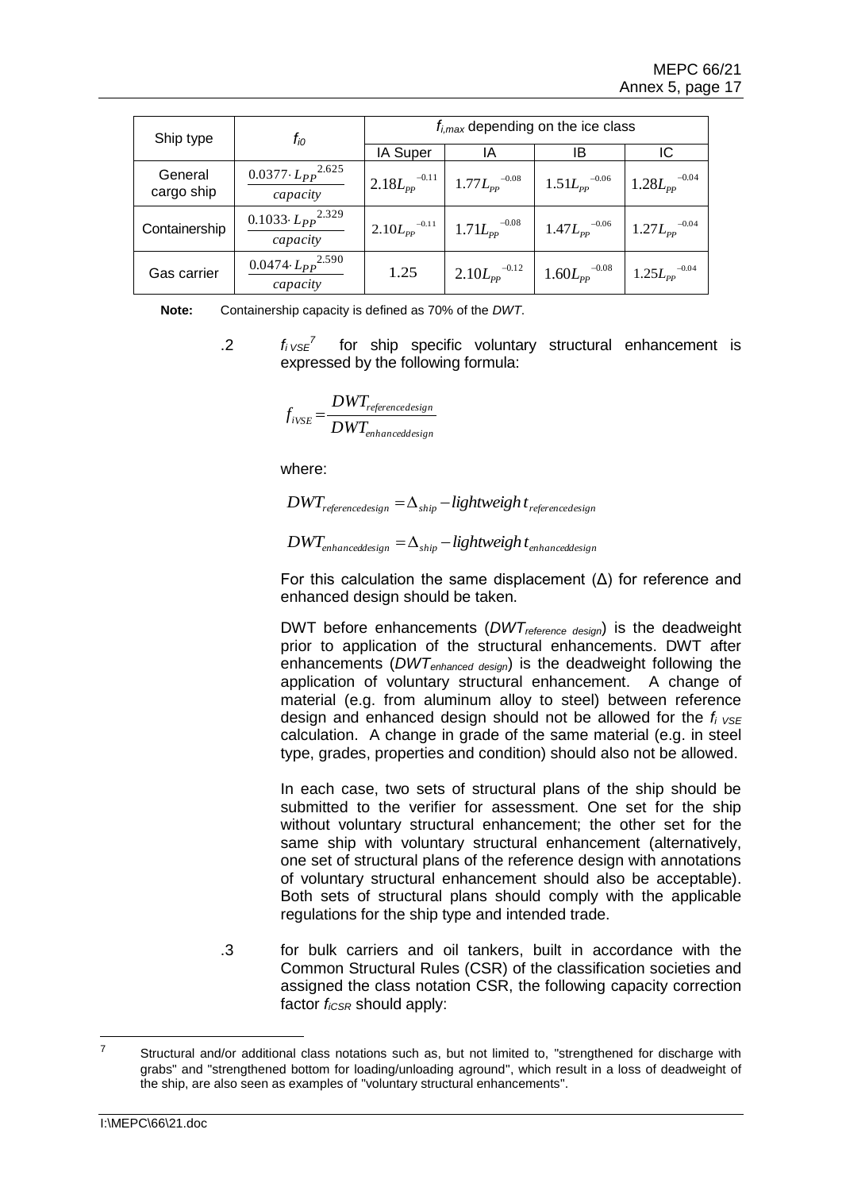| Ship type | $f_{i0}$ | $f_{i,max}$ depending on the ice class | | | |
|---|---|---|---|---|---|
| | | IA Super | IA | IB | IC |
| General cargo ship | $\frac{0.0377 \cdot L_{PP}^{2.625}}{capacity}$ | $2.18 L_{PP}^{-0.11}$ | $1.77 L_{PP}^{-0.08}$ | $1.51 L_{PP}^{-0.06}$ | $1.28 L_{PP}^{-0.04}$ |
| Containership | $\frac{0.1033 \cdot L_{PP}^{2.329}}{capacity}$ | $2.10 L_{PP}^{-0.11}$ | $1.71 L_{PP}^{-0.08}$ | $1.47 L_{PP}^{-0.06}$ | $1.27 L_{PP}^{-0.04}$ |
| Gas carrier | $\frac{0.0474 \cdot L_{PP}^{2.590}}{capacity}$ | 1.25 | $2.10 L_{PP}^{-0.12}$ | $1.60 L_{PP}^{-0.08}$ | $1.25 L_{PP}^{-0.04}$ |

**Note:** Containership capacity is defined as 70% of the *DWT*.

.2 $f_{iVSE}$[7] for ship specific voluntary structural enhancement is expressed by the following formula:

$$f_{iVSE} = \frac{DWT_{referencedesign}}{DWT_{enhanceddesign}}$$

where:

$$DWT_{referencedesign} = \Delta_{ship} - lightweight_{referencedesign}$$

$$DWT_{enhanceddesign} = \Delta_{ship} - lightweight_{enhanceddesign}$$

For this calculation the same displacement (Δ) for reference and enhanced design should be taken.

DWT before enhancements ($DWT_{reference\ design}$) is the deadweight prior to application of the structural enhancements. DWT after enhancements ($DWT_{enhanced\ design}$) is the deadweight following the application of voluntary structural enhancement. A change of material (e.g. from aluminum alloy to steel) between reference design and enhanced design should not be allowed for the $f_{i\ VSE}$ calculation. A change in grade of the same material (e.g. in steel type, grades, properties and condition) should also not be allowed.

In each case, two sets of structural plans of the ship should be submitted to the verifier for assessment. One set for the ship without voluntary structural enhancement; the other set for the same ship with voluntary structural enhancement (alternatively, one set of structural plans of the reference design with annotations of voluntary structural enhancement should also be acceptable). Both sets of structural plans should comply with the applicable regulations for the ship type and intended trade.

.3 for bulk carriers and oil tankers, built in accordance with the Common Structural Rules (CSR) of the classification societies and assigned the class notation CSR, the following capacity correction factor $f_{iCSR}$ should apply:

---

[7] Structural and/or additional class notations such as, but not limited to, "strengthened for discharge with grabs" and "strengthened bottom for loading/unloading aground", which result in a loss of deadweight of the ship, are also seen as examples of "voluntary structural enhancements".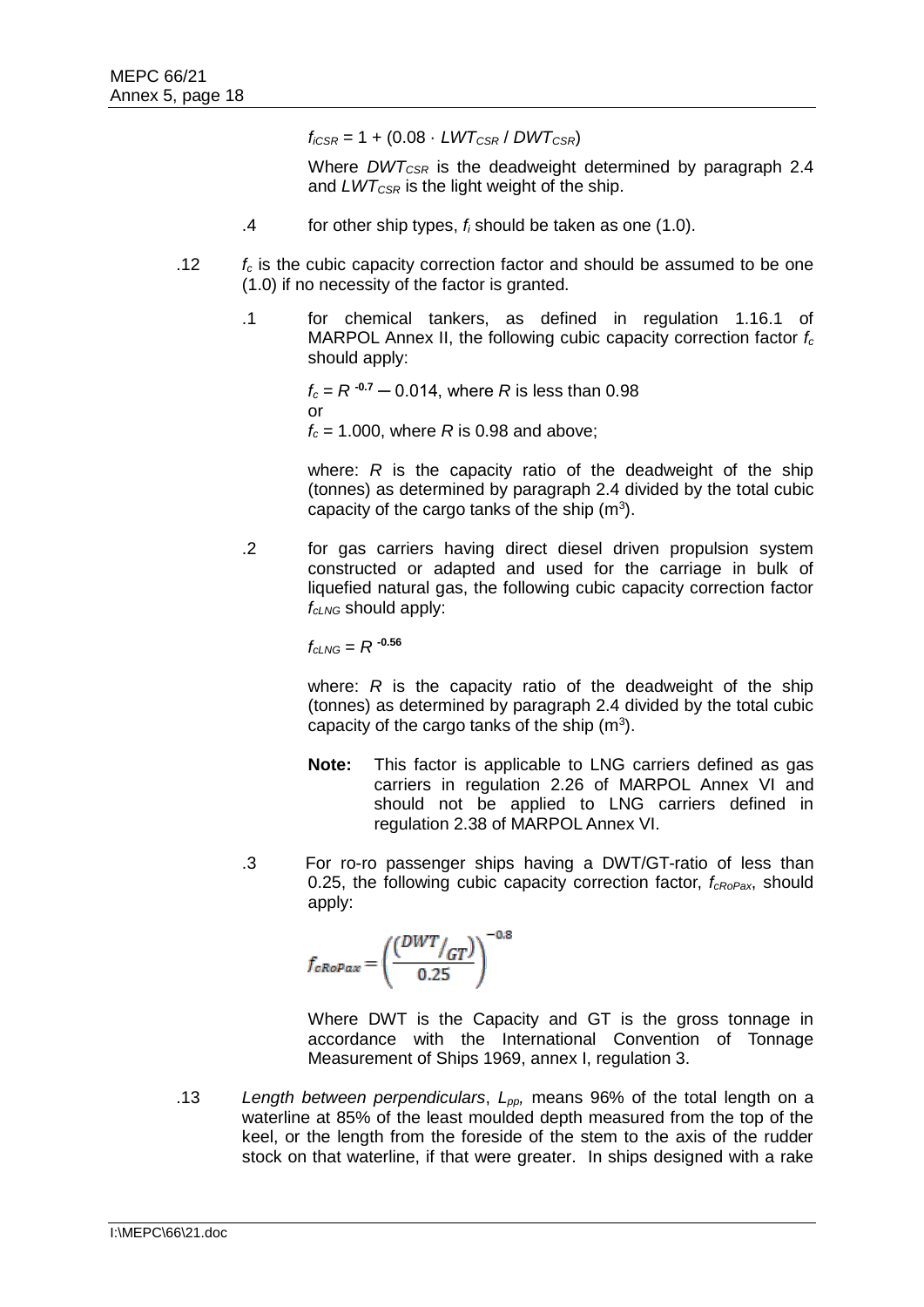$f_{iCSR} = 1 + (0.08 \cdot LWT_{CSR} / DWT_{CSR})$

Where $DWT_{CSR}$ is the deadweight determined by paragraph 2.4 and $LWT_{CSR}$ is the light weight of the ship.

.4 for other ship types, $f_i$ should be taken as one (1.0).

.12 $f_c$ is the cubic capacity correction factor and should be assumed to be one (1.0) if no necessity of the factor is granted.

.1 for chemical tankers, as defined in regulation 1.16.1 of MARPOL Annex II, the following cubic capacity correction factor $f_c$ should apply:

$f_c = R^{-0.7} - 0.014$, where $R$ is less than 0.98
or
$f_c = 1.000$, where $R$ is 0.98 and above;

where: $R$ is the capacity ratio of the deadweight of the ship (tonnes) as determined by paragraph 2.4 divided by the total cubic capacity of the cargo tanks of the ship ($m^3$).

.2 for gas carriers having direct diesel driven propulsion system constructed or adapted and used for the carriage in bulk of liquefied natural gas, the following cubic capacity correction factor $f_{cLNG}$ should apply:

$f_{cLNG} = R^{-0.56}$

where: $R$ is the capacity ratio of the deadweight of the ship (tonnes) as determined by paragraph 2.4 divided by the total cubic capacity of the cargo tanks of the ship ($m^3$).

**Note:** This factor is applicable to LNG carriers defined as gas carriers in regulation 2.26 of MARPOL Annex VI and should not be applied to LNG carriers defined in regulation 2.38 of MARPOL Annex VI.

.3 For ro-ro passenger ships having a DWT/GT-ratio of less than 0.25, the following cubic capacity correction factor, $f_{cRoPax}$, should apply:

$$f_{cRoPax} = \left(\frac{\left(DWT/_{GT}\right)}{0.25}\right)^{-0.8}$$

Where DWT is the Capacity and GT is the gross tonnage in accordance with the International Convention of Tonnage Measurement of Ships 1969, annex I, regulation 3.

.13 *Length between perpendiculars*, $L_{pp}$, means 96% of the total length on a waterline at 85% of the least moulded depth measured from the top of the keel, or the length from the foreside of the stem to the axis of the rudder stock on that waterline, if that were greater. In ships designed with a rake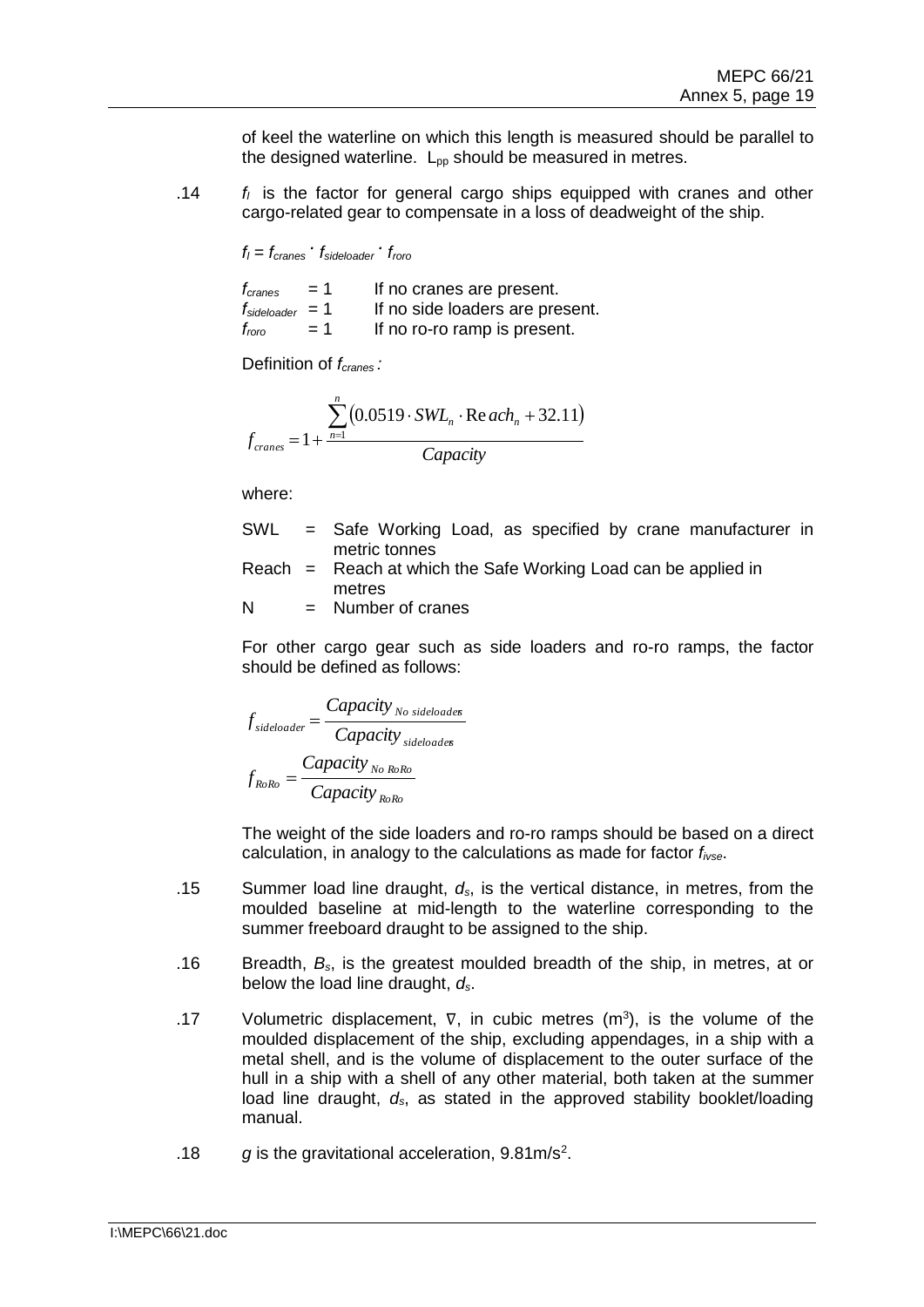of keel the waterline on which this length is measured should be parallel to the designed waterline. $L_{pp}$ should be measured in metres.

.14 $f_l$ is the factor for general cargo ships equipped with cranes and other cargo-related gear to compensate in a loss of deadweight of the ship.

$f_l = f_{cranes} \cdot f_{sideloader} \cdot f_{roro}$

$f_{cranes} = 1$ If no cranes are present.
$f_{sideloader} = 1$ If no side loaders are present.
$f_{roro} = 1$ If no ro-ro ramp is present.

Definition of $f_{cranes}$:

$$f_{cranes} = 1 + \frac{\sum_{n=1}^{n} \left(0.0519 \cdot SWL_n \cdot Reach_n + 32.11\right)}{Capacity}$$

where:

SWL = Safe Working Load, as specified by crane manufacturer in metric tonnes
Reach = Reach at which the Safe Working Load can be applied in metres
N = Number of cranes

For other cargo gear such as side loaders and ro-ro ramps, the factor should be defined as follows:

$$f_{sideloader} = \frac{Capacity_{No\ sideloaders}}{Capacity_{sideloaders}}$$

$$f_{RoRo} = \frac{Capacity_{No\ RoRo}}{Capacity_{RoRo}}$$

The weight of the side loaders and ro-ro ramps should be based on a direct calculation, in analogy to the calculations as made for factor $f_{ivse}$.

.15 Summer load line draught, $d_s$, is the vertical distance, in metres, from the moulded baseline at mid-length to the waterline corresponding to the summer freeboard draught to be assigned to the ship.

.16 Breadth, $B_s$, is the greatest moulded breadth of the ship, in metres, at or below the load line draught, $d_s$.

.17 Volumetric displacement, $\nabla$, in cubic metres ($m^3$), is the volume of the moulded displacement of the ship, excluding appendages, in a ship with a metal shell, and is the volume of displacement to the outer surface of the hull in a ship with a shell of any other material, both taken at the summer load line draught, $d_s$, as stated in the approved stability booklet/loading manual.

.18 $g$ is the gravitational acceleration, $9.81 m/s^2$.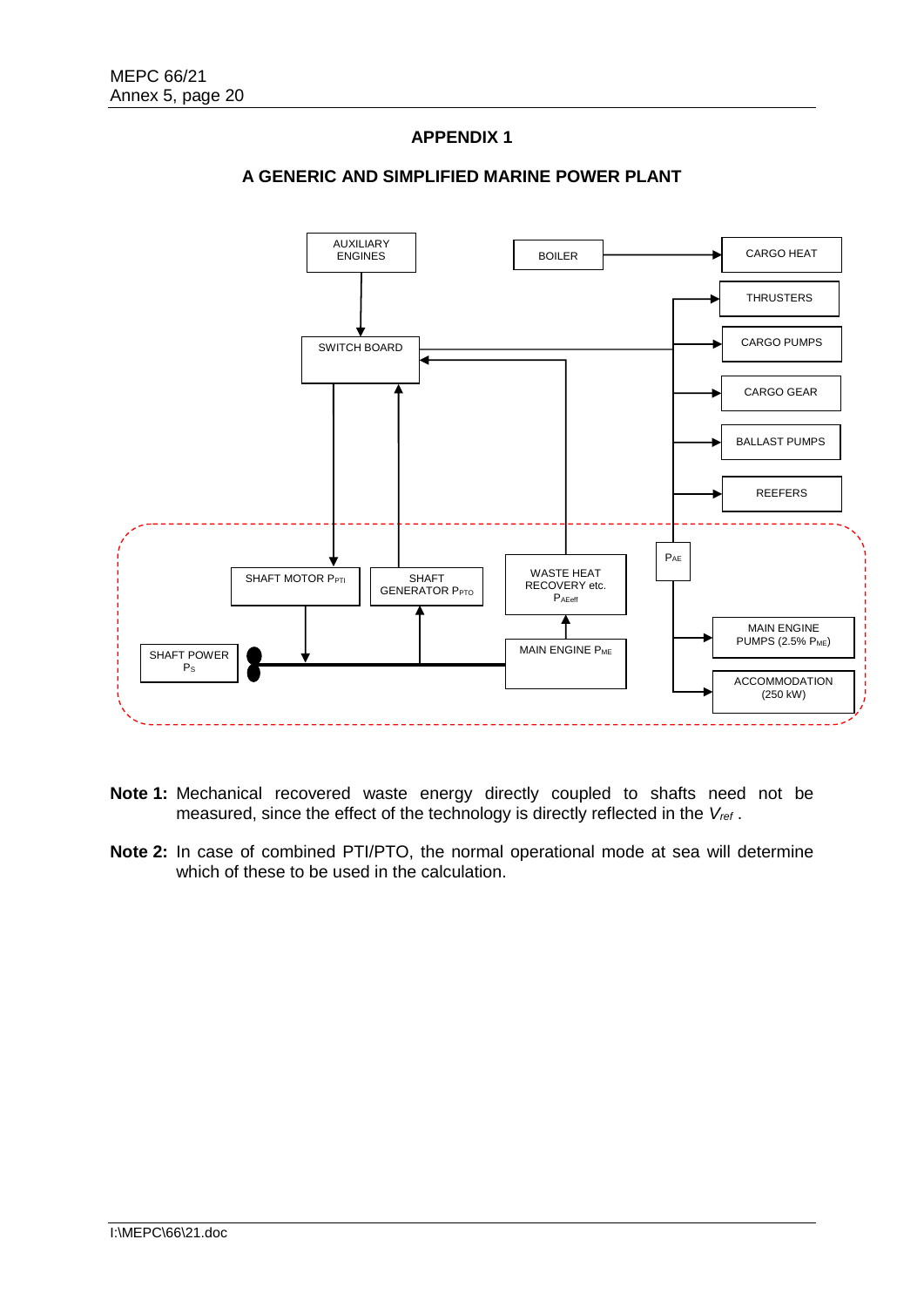## APPENDIX 1

### A GENERIC AND SIMPLIFIED MARINE POWER PLANT

AUXILIARY ENGINES

BOILER

CARGO HEAT

THRUSTERS

SWITCH BOARD

CARGO PUMPS

CARGO GEAR

BALLAST PUMPS

REEFERS

$P_{AE}$

SHAFT MOTOR $P_{PTI}$

SHAFT GENERATOR $P_{PTO}$

WASTE HEAT RECOVERY etc. $P_{AEeff}$

SHAFT POWER $P_S$

MAIN ENGINE $P_{ME}$

MAIN ENGINE PUMPS (2.5% $P_{ME}$)

ACCOMMODATION (250 kW)

**Note 1:** Mechanical recovered waste energy directly coupled to shafts need not be measured, since the effect of the technology is directly reflected in the $V_{ref}$ .

**Note 2:** In case of combined PTI/PTO, the normal operational mode at sea will determine which of these to be used in the calculation.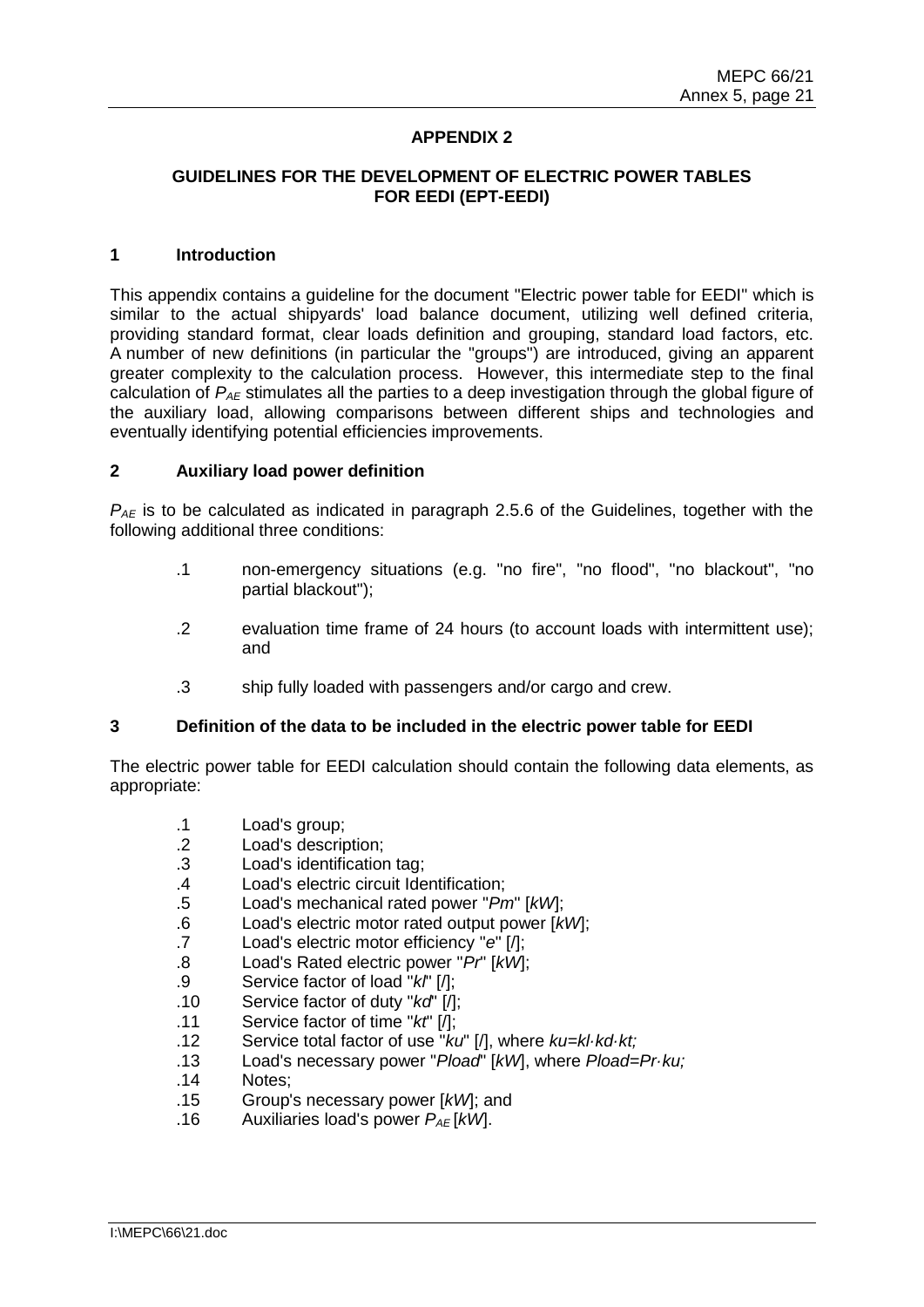## APPENDIX 2

## GUIDELINES FOR THE DEVELOPMENT OF ELECTRIC POWER TABLES FOR EEDI (EPT-EEDI)

### 1 Introduction

This appendix contains a guideline for the document "Electric power table for EEDI" which is similar to the actual shipyards' load balance document, utilizing well defined criteria, providing standard format, clear loads definition and grouping, standard load factors, etc. A number of new definitions (in particular the "groups") are introduced, giving an apparent greater complexity to the calculation process. However, this intermediate step to the final calculation of $P_{AE}$ stimulates all the parties to a deep investigation through the global figure of the auxiliary load, allowing comparisons between different ships and technologies and eventually identifying potential efficiencies improvements.

### 2 Auxiliary load power definition

$P_{AE}$ is to be calculated as indicated in paragraph 2.5.6 of the Guidelines, together with the following additional three conditions:

.1 non-emergency situations (e.g. "no fire", "no flood", "no blackout", "no partial blackout");

.2 evaluation time frame of 24 hours (to account loads with intermittent use); and

.3 ship fully loaded with passengers and/or cargo and crew.

### 3 Definition of the data to be included in the electric power table for EEDI

The electric power table for EEDI calculation should contain the following data elements, as appropriate:

.1 Load's group;
.2 Load's description;
.3 Load's identification tag;
.4 Load's electric circuit Identification;
.5 Load's mechanical rated power "*Pm*" [*kW*];
.6 Load's electric motor rated output power [*kW*];
.7 Load's electric motor efficiency "*e*" [/];
.8 Load's Rated electric power "*Pr*" [*kW*];
.9 Service factor of load "*kl*" [/];
.10 Service factor of duty "*kd*" [/];
.11 Service factor of time "*kt*" [/];
.12 Service total factor of use "*ku*" [/], where $ku = kl \cdot kd \cdot kt$;
.13 Load's necessary power "*Pload*" [*kW*], where $Pload = Pr \cdot ku$;
.14 Notes;
.15 Group's necessary power [*kW*]; and
.16 Auxiliaries load's power $P_{AE}$ [*kW*].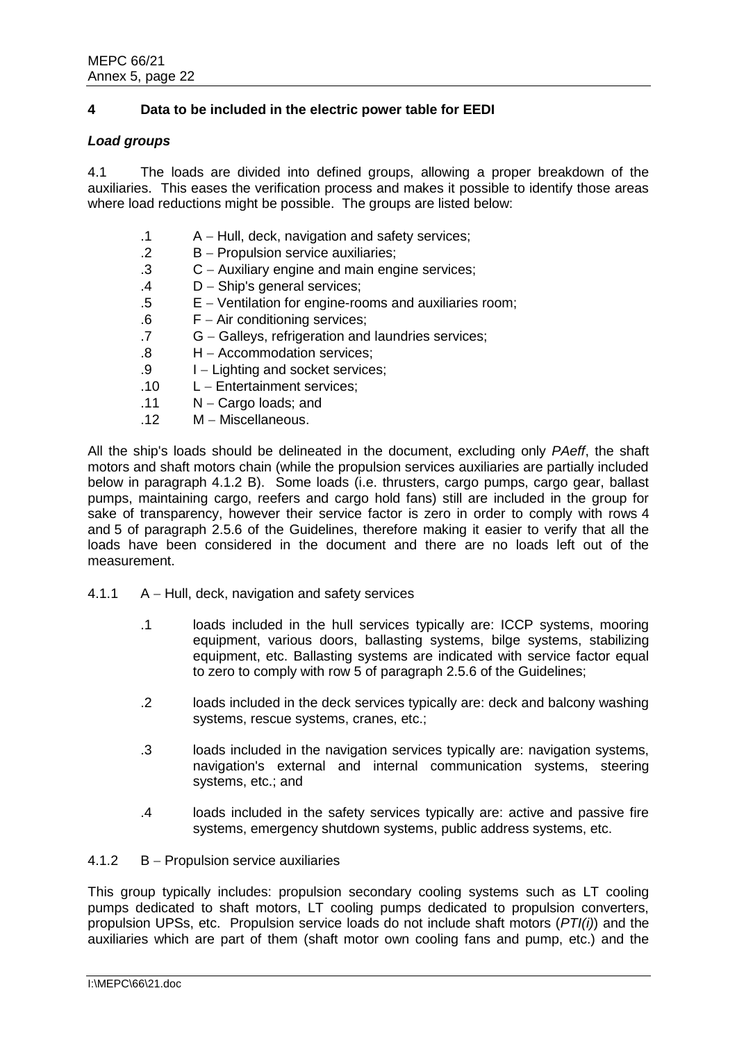## 4 Data to be included in the electric power table for EEDI

### *Load groups*

4.1 The loads are divided into defined groups, allowing a proper breakdown of the auxiliaries. This eases the verification process and makes it possible to identify those areas where load reductions might be possible. The groups are listed below:

- .1 A – Hull, deck, navigation and safety services;
- .2 B – Propulsion service auxiliaries;
- .3 C – Auxiliary engine and main engine services;
- .4 D – Ship's general services;
- .5 E – Ventilation for engine-rooms and auxiliaries room;
- .6 F – Air conditioning services;
- .7 G – Galleys, refrigeration and laundries services;
- .8 H – Accommodation services;
- .9 I – Lighting and socket services;
- .10 L – Entertainment services;
- .11 N – Cargo loads; and
- .12 M – Miscellaneous.

All the ship's loads should be delineated in the document, excluding only *PAeff*, the shaft motors and shaft motors chain (while the propulsion services auxiliaries are partially included below in paragraph 4.1.2 B). Some loads (i.e. thrusters, cargo pumps, cargo gear, ballast pumps, maintaining cargo, reefers and cargo hold fans) still are included in the group for sake of transparency, however their service factor is zero in order to comply with rows 4 and 5 of paragraph 2.5.6 of the Guidelines, therefore making it easier to verify that all the loads have been considered in the document and there are no loads left out of the measurement.

4.1.1 A – Hull, deck, navigation and safety services

- .1 loads included in the hull services typically are: ICCP systems, mooring equipment, various doors, ballasting systems, bilge systems, stabilizing equipment, etc. Ballasting systems are indicated with service factor equal to zero to comply with row 5 of paragraph 2.5.6 of the Guidelines;
- .2 loads included in the deck services typically are: deck and balcony washing systems, rescue systems, cranes, etc.;
- .3 loads included in the navigation services typically are: navigation systems, navigation's external and internal communication systems, steering systems, etc.; and
- .4 loads included in the safety services typically are: active and passive fire systems, emergency shutdown systems, public address systems, etc.

4.1.2 B – Propulsion service auxiliaries

This group typically includes: propulsion secondary cooling systems such as LT cooling pumps dedicated to shaft motors, LT cooling pumps dedicated to propulsion converters, propulsion UPSs, etc. Propulsion service loads do not include shaft motors (*PTI(i)*) and the auxiliaries which are part of them (shaft motor own cooling fans and pump, etc.) and the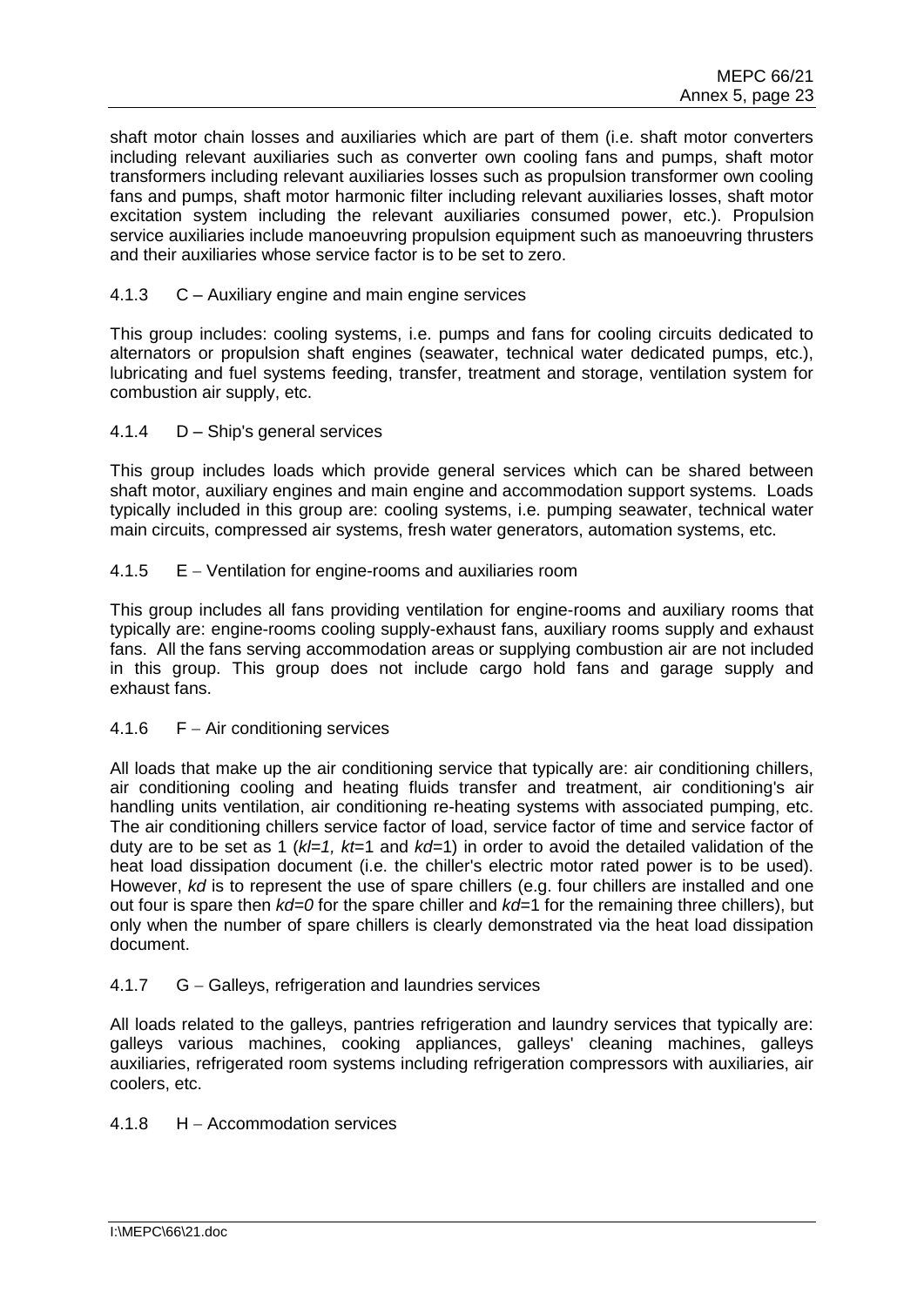shaft motor chain losses and auxiliaries which are part of them (i.e. shaft motor converters including relevant auxiliaries such as converter own cooling fans and pumps, shaft motor transformers including relevant auxiliaries losses such as propulsion transformer own cooling fans and pumps, shaft motor harmonic filter including relevant auxiliaries losses, shaft motor excitation system including the relevant auxiliaries consumed power, etc.). Propulsion service auxiliaries include manoeuvring propulsion equipment such as manoeuvring thrusters and their auxiliaries whose service factor is to be set to zero.

#### 4.1.3 C – Auxiliary engine and main engine services

This group includes: cooling systems, i.e. pumps and fans for cooling circuits dedicated to alternators or propulsion shaft engines (seawater, technical water dedicated pumps, etc.), lubricating and fuel systems feeding, transfer, treatment and storage, ventilation system for combustion air supply, etc.

#### 4.1.4 D – Ship's general services

This group includes loads which provide general services which can be shared between shaft motor, auxiliary engines and main engine and accommodation support systems. Loads typically included in this group are: cooling systems, i.e. pumping seawater, technical water main circuits, compressed air systems, fresh water generators, automation systems, etc.

#### 4.1.5 E – Ventilation for engine-rooms and auxiliaries room

This group includes all fans providing ventilation for engine-rooms and auxiliary rooms that typically are: engine-rooms cooling supply-exhaust fans, auxiliary rooms supply and exhaust fans. All the fans serving accommodation areas or supplying combustion air are not included in this group. This group does not include cargo hold fans and garage supply and exhaust fans.

#### 4.1.6 F – Air conditioning services

All loads that make up the air conditioning service that typically are: air conditioning chillers, air conditioning cooling and heating fluids transfer and treatment, air conditioning's air handling units ventilation, air conditioning re-heating systems with associated pumping, etc. The air conditioning chillers service factor of load, service factor of time and service factor of duty are to be set as 1 ($kl=1$, $kt=1$ and $kd=1$) in order to avoid the detailed validation of the heat load dissipation document (i.e. the chiller's electric motor rated power is to be used). However, $kd$ is to represent the use of spare chillers (e.g. four chillers are installed and one out four is spare then $kd=0$ for the spare chiller and $kd=1$ for the remaining three chillers), but only when the number of spare chillers is clearly demonstrated via the heat load dissipation document.

#### 4.1.7 G – Galleys, refrigeration and laundries services

All loads related to the galleys, pantries refrigeration and laundry services that typically are: galleys various machines, cooking appliances, galleys' cleaning machines, galleys auxiliaries, refrigerated room systems including refrigeration compressors with auxiliaries, air coolers, etc.

#### 4.1.8 H – Accommodation services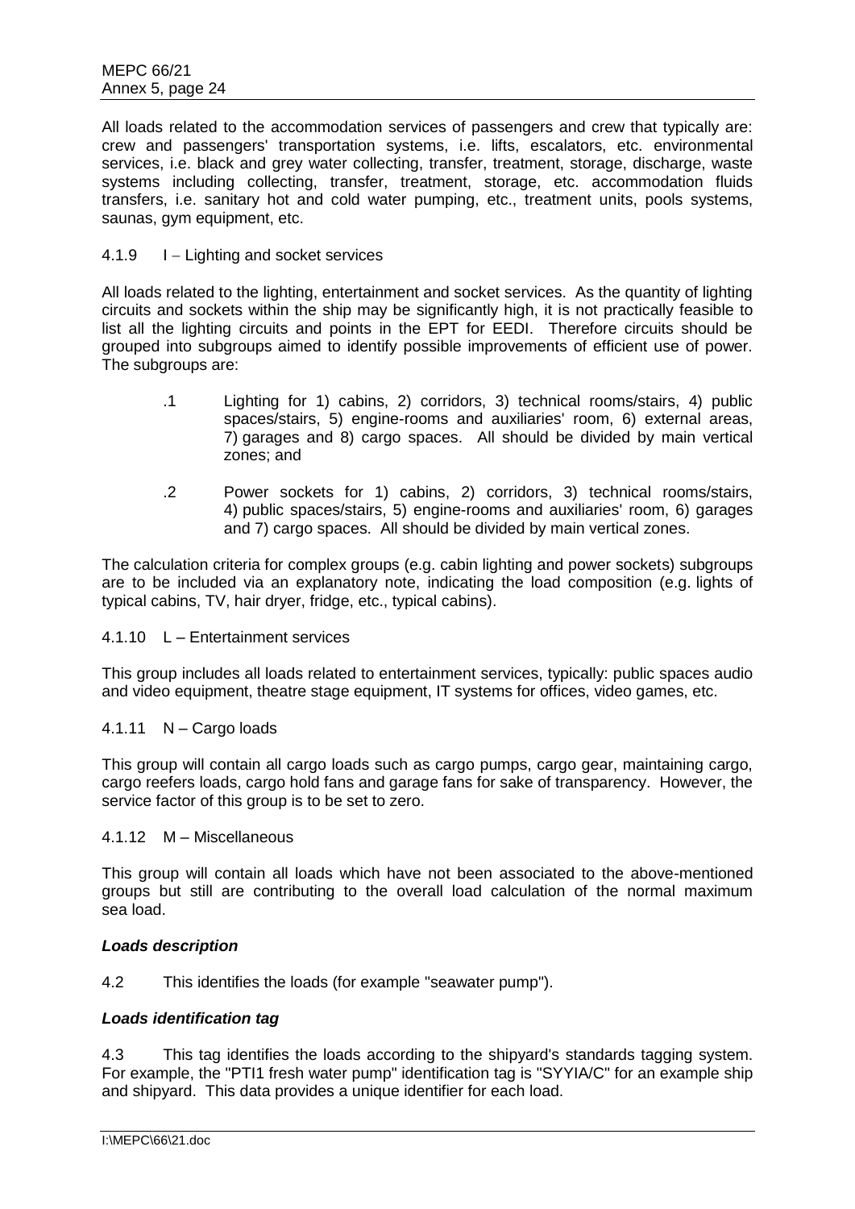All loads related to the accommodation services of passengers and crew that typically are: crew and passengers' transportation systems, i.e. lifts, escalators, etc. environmental services, i.e. black and grey water collecting, transfer, treatment, storage, discharge, waste systems including collecting, transfer, treatment, storage, etc. accommodation fluids transfers, i.e. sanitary hot and cold water pumping, etc., treatment units, pools systems, saunas, gym equipment, etc.

4.1.9 I – Lighting and socket services

All loads related to the lighting, entertainment and socket services. As the quantity of lighting circuits and sockets within the ship may be significantly high, it is not practically feasible to list all the lighting circuits and points in the EPT for EEDI. Therefore circuits should be grouped into subgroups aimed to identify possible improvements of efficient use of power. The subgroups are:

.1 Lighting for 1) cabins, 2) corridors, 3) technical rooms/stairs, 4) public spaces/stairs, 5) engine-rooms and auxiliaries' room, 6) external areas, 7) garages and 8) cargo spaces. All should be divided by main vertical zones; and

.2 Power sockets for 1) cabins, 2) corridors, 3) technical rooms/stairs, 4) public spaces/stairs, 5) engine-rooms and auxiliaries' room, 6) garages and 7) cargo spaces. All should be divided by main vertical zones.

The calculation criteria for complex groups (e.g. cabin lighting and power sockets) subgroups are to be included via an explanatory note, indicating the load composition (e.g. lights of typical cabins, TV, hair dryer, fridge, etc., typical cabins).

4.1.10 L – Entertainment services

This group includes all loads related to entertainment services, typically: public spaces audio and video equipment, theatre stage equipment, IT systems for offices, video games, etc.

4.1.11 N – Cargo loads

This group will contain all cargo loads such as cargo pumps, cargo gear, maintaining cargo, cargo reefers loads, cargo hold fans and garage fans for sake of transparency. However, the service factor of this group is to be set to zero.

4.1.12 M – Miscellaneous

This group will contain all loads which have not been associated to the above-mentioned groups but still are contributing to the overall load calculation of the normal maximum sea load.

***Loads description***

4.2 This identifies the loads (for example "seawater pump").

***Loads identification tag***

4.3 This tag identifies the loads according to the shipyard's standards tagging system. For example, the "PTI1 fresh water pump" identification tag is "SYYIA/C" for an example ship and shipyard. This data provides a unique identifier for each load.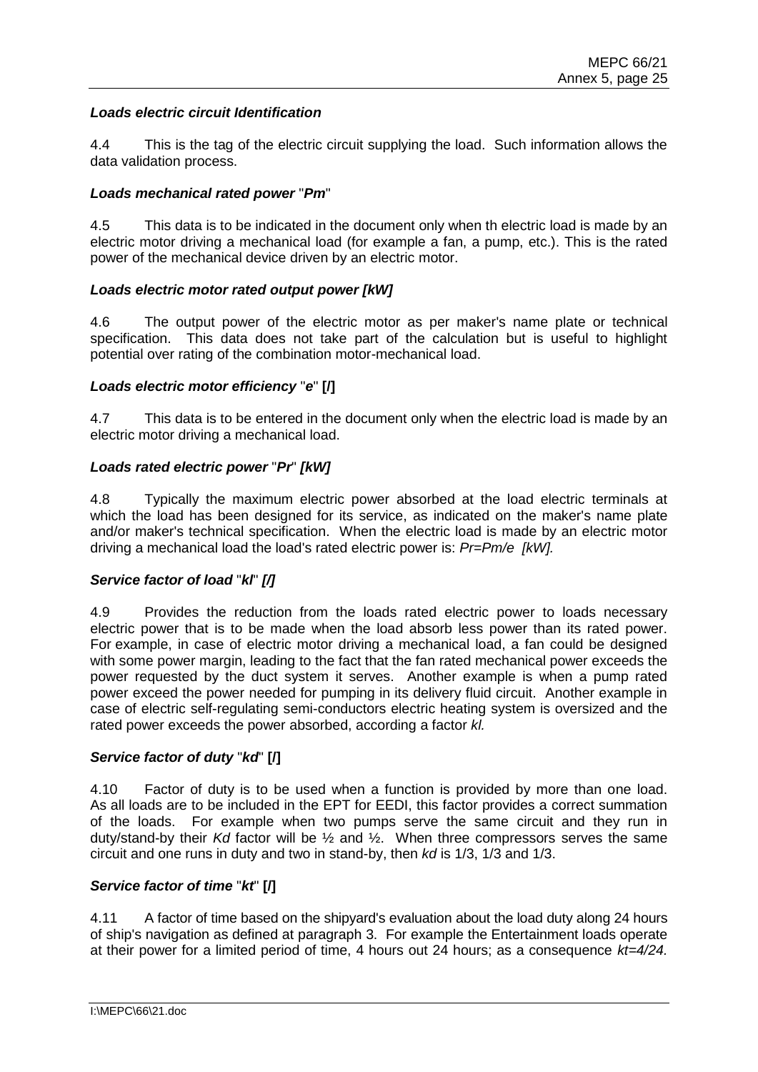***Loads electric circuit Identification***

4.4 This is the tag of the electric circuit supplying the load. Such information allows the data validation process.

***Loads mechanical rated power "Pm"***

4.5 This data is to be indicated in the document only when th electric load is made by an electric motor driving a mechanical load (for example a fan, a pump, etc.). This is the rated power of the mechanical device driven by an electric motor.

***Loads electric motor rated output power [kW]***

4.6 The output power of the electric motor as per maker's name plate or technical specification. This data does not take part of the calculation but is useful to highlight potential over rating of the combination motor-mechanical load.

***Loads electric motor efficiency "e"* [/]**

4.7 This data is to be entered in the document only when the electric load is made by an electric motor driving a mechanical load.

***Loads rated electric power "Pr" [kW]***

4.8 Typically the maximum electric power absorbed at the load electric terminals at which the load has been designed for its service, as indicated on the maker's name plate and/or maker's technical specification. When the electric load is made by an electric motor driving a mechanical load the load's rated electric power is: *Pr=Pm/e [kW].*

***Service factor of load "kl" [/]***

4.9 Provides the reduction from the loads rated electric power to loads necessary electric power that is to be made when the load absorb less power than its rated power. For example, in case of electric motor driving a mechanical load, a fan could be designed with some power margin, leading to the fact that the fan rated mechanical power exceeds the power requested by the duct system it serves. Another example is when a pump rated power exceed the power needed for pumping in its delivery fluid circuit. Another example in case of electric self-regulating semi-conductors electric heating system is oversized and the rated power exceeds the power absorbed, according a factor *kl.*

***Service factor of duty "kd"* [/]**

4.10 Factor of duty is to be used when a function is provided by more than one load. As all loads are to be included in the EPT for EEDI, this factor provides a correct summation of the loads. For example when two pumps serve the same circuit and they run in duty/stand-by their *Kd* factor will be ½ and ½. When three compressors serves the same circuit and one runs in duty and two in stand-by, then *kd* is 1/3, 1/3 and 1/3.

***Service factor of time "kt"* [/]**

4.11 A factor of time based on the shipyard's evaluation about the load duty along 24 hours of ship's navigation as defined at paragraph 3. For example the Entertainment loads operate at their power for a limited period of time, 4 hours out 24 hours; as a consequence *kt=4/24.*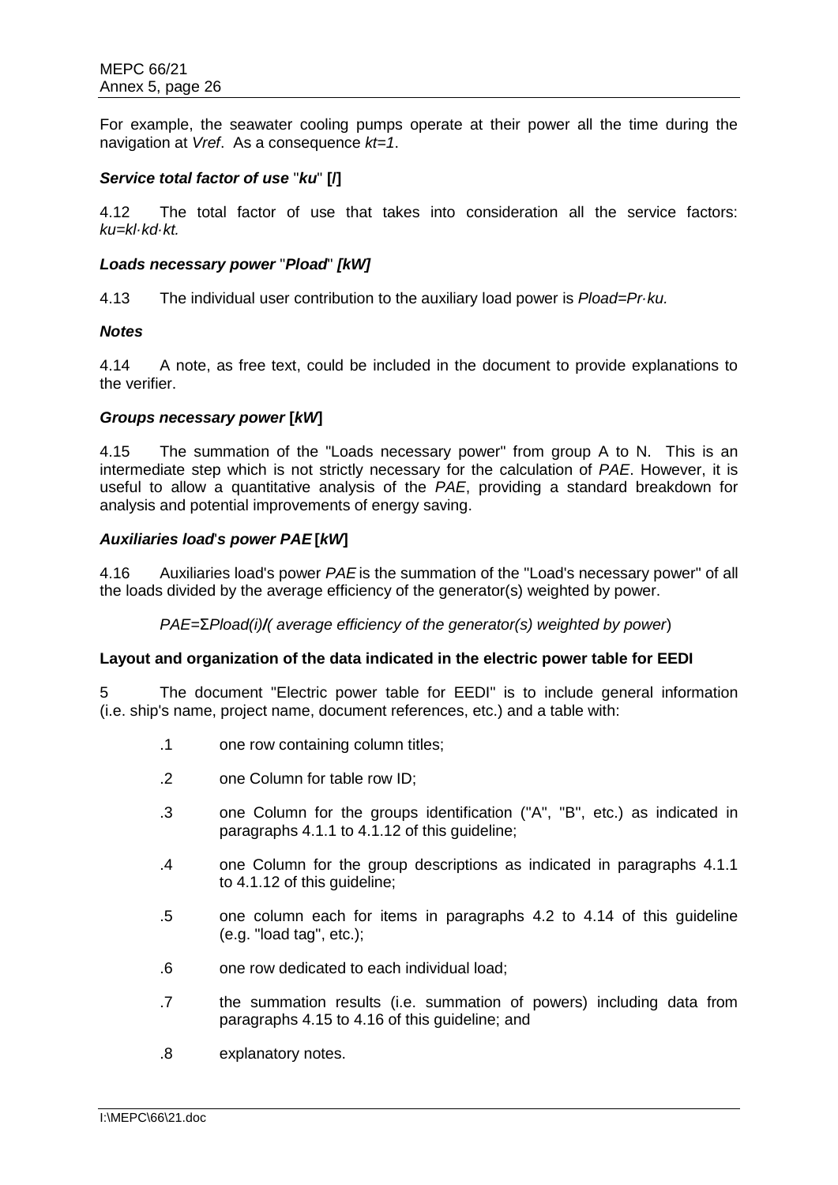For example, the seawater cooling pumps operate at their power all the time during the navigation at *Vref*. As a consequence *kt=1*.

***Service total factor of use* "*ku*" [/]**

4.12 The total factor of use that takes into consideration all the service factors: $ku=kl \cdot kd \cdot kt$.

***Loads necessary power* "*Pload*" *[kW]***

4.13 The individual user contribution to the auxiliary load power is $Pload=Pr \cdot ku$.

***Notes***

4.14 A note, as free text, could be included in the document to provide explanations to the verifier.

***Groups necessary power* [*kW*]**

4.15 The summation of the "Loads necessary power" from group A to N. This is an intermediate step which is not strictly necessary for the calculation of *PAE*. However, it is useful to allow a quantitative analysis of the *PAE*, providing a standard breakdown for analysis and potential improvements of energy saving.

***Auxiliaries load's power PAE* [*kW*]**

4.16 Auxiliaries load's power *PAE* is the summation of the "Load's necessary power" of all the loads divided by the average efficiency of the generator(s) weighted by power.

$PAE=\Sigma Pload(i)/($ *average efficiency of the generator(s) weighted by power*$)$

**Layout and organization of the data indicated in the electric power table for EEDI**

5 The document "Electric power table for EEDI" is to include general information (i.e. ship's name, project name, document references, etc.) and a table with:

.1 one row containing column titles;

.2 one Column for table row ID;

.3 one Column for the groups identification ("A", "B", etc.) as indicated in paragraphs 4.1.1 to 4.1.12 of this guideline;

.4 one Column for the group descriptions as indicated in paragraphs 4.1.1 to 4.1.12 of this guideline;

.5 one column each for items in paragraphs 4.2 to 4.14 of this guideline (e.g. "load tag", etc.);

.6 one row dedicated to each individual load;

.7 the summation results (i.e. summation of powers) including data from paragraphs 4.15 to 4.16 of this guideline; and

.8 explanatory notes.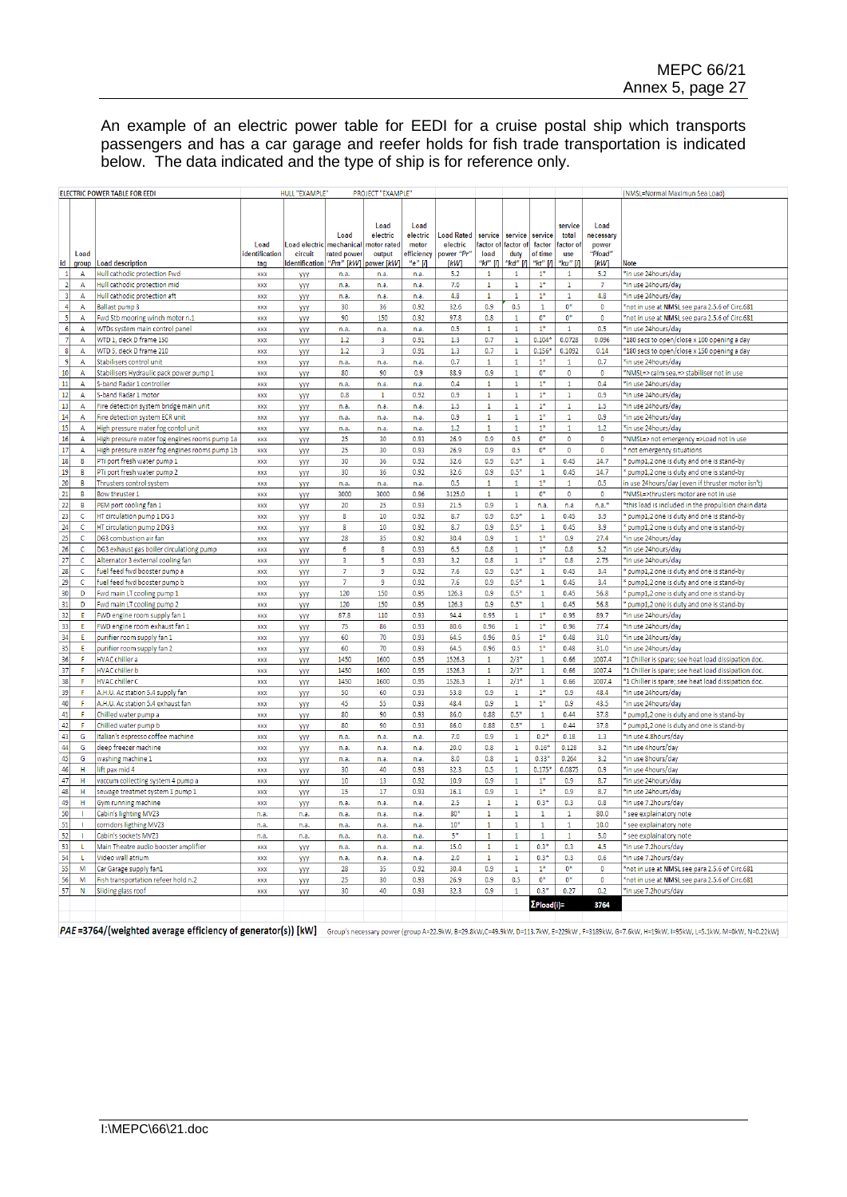An example of an electric power table for EEDI for a cruise postal ship which transports passengers and has a car garage and reefer holds for fish trade transportation is indicated below. The data indicated and the type of ship is for reference only.

| ELECTRIC POWER TABLE FOR EEDI | | | HULL "EXAMPLE" | | PROJECT "EXAMPLE" | | | | | | | | | | (NMSL=Normal Maximun Sea Load) |
|---|---|---|---|---|---|---|---|---|---|---|---|---|---|---|---|
| id | Load group | Load description | Load identification tag | Load electric circuit Identification | Load mechanical rated power "Pm" [kW] | Load electric motor rated output power [kW] | Load electric motor efficiency "e" [/] | Load Rated electric power "Pr" [kW] | service factor of load "kl" [/] | service factor of duty "kd" [/] | service factor of time "kt" [/] | service total factor of use "ku" [/] | Load necessary power "Pload" [kW] | Note |
| 1 | A | Hull cathodic protection Fwd | xxx | yyy | n.a. | n.a. | n.a. | 5.2 | 1 | 1 | 1* | 1 | 5.2 | *in use 24hours/day |
| 2 | A | Hull cathodic protection mid | xxx | yyy | n.a. | n.a. | n.a. | 7.0 | 1 | 1 | 1* | 1 | 7 | *in use 24hours/day |
| 3 | A | Hull cathodic protection aft | xxx | yyy | n.a. | n.a. | n.a. | 4.8 | 1 | 1 | 1* | 1 | 4.8 | *in use 24hours/day |
| 4 | A | Ballast pump 3 | xxx | yyy | 30 | 36 | 0.92 | 32.6 | 0.9 | 0.5 | 1 | 0* | 0 | *not in use at NMSL see para 2.5.6 of Circ.681 |
| 5 | A | Fwd Stb mooring winch motor n.1 | xxx | yyy | 90 | 150 | 0.92 | 97.8 | 0.8 | 1 | 0* | 0* | 0 | *not in use at NMSL see para 2.5.6 of Circ.681 |
| 6 | A | WTDs system main control panel | xxx | yyy | n.a. | n.a. | n.a. | 0.5 | 1 | 1 | 1* | 1 | 0.5 | *in use 24hours/day |
| 7 | A | WTD 1, deck D frame 150 | xxx | yyy | 1.2 | 3 | 0.91 | 1.3 | 0.7 | 1 | 0.104* | 0.0728 | 0.096 | *180 secs to open/close x 100 opening a day |
| 8 | A | WTD 5, deck D frame 210 | xxx | yyy | 1.2 | 3 | 0.91 | 1.3 | 0.7 | 1 | 0.156* | 0.1092 | 0.14 | *180 secs to open/close x 150 opening a day |
| 9 | A | Stabilisers control unit | xxx | yyy | n.a. | n.a. | n.a. | 0.7 | 1 | 1 | 1* | 1 | 0.7 | *in use 24hours/day |
| 10 | A | Stabilisers Hydraulic pack power pump 1 | xxx | yyy | 80 | 90 | 0.9 | 88.9 | 0.9 | 1 | 0* | 0 | 0 | *NMSL=> calm sea,=> stabiliser not in use |
| 11 | A | S-band Radar 1 controller | xxx | yyy | n.a. | n.a. | n.a. | 0.4 | 1 | 1 | 1* | 1 | 0.4 | *in use 24hours/day |
| 12 | A | S-band Radar 1 motor | xxx | yyy | 0.8 | 1 | 0.92 | 0.9 | 1 | 1 | 1* | 1 | 0.9 | *in use 24hours/day |
| 13 | A | Fire detection system bridge main unit | xxx | yyy | n.a. | n.a. | n.a. | 1.5 | 1 | 1 | 1* | 1 | 1.5 | *in use 24hours/day |
| 14 | A | Fire detection system ECR unit | xxx | yyy | n.a. | n.a. | n.a. | 0.9 | 1 | 1 | 1* | 1 | 0.9 | *in use 24hours/day |
| 15 | A | High pressure water fog contol unit | xxx | yyy | n.a. | n.a. | n.a. | 1.2 | 1 | 1 | 1* | 1 | 1.2 | *in use 24hours/day |
| 16 | A | High pressure water fog engines rooms pump 1a | xxx | yyy | 25 | 30 | 0.93 | 26.9 | 0.9 | 0.5 | 0* | 0 | 0 | *NMSL=> not emergency =>Load not in use |
| 17 | A | High pressure water fog engines rooms pump 1b | xxx | yyy | 25 | 30 | 0.93 | 26.9 | 0.9 | 0.5 | 0* | 0 | 0 | * not emergency situations |
| 18 | B | PTI port fresh water pump 1 | xxx | yyy | 30 | 36 | 0.92 | 32.6 | 0.9 | 0.5* | 1 | 0.45 | 14.7 | * pump1,2 one is duty and one is stand-by |
| 19 | B | PTI port fresh water pump 2 | xxx | yyy | 30 | 36 | 0.92 | 32.6 | 0.9 | 0.5* | 1 | 0.45 | 14.7 | * pump1,2 one is duty and one is stand-by |
| 20 | B | Thrusters control system | xxx | yyy | n.a. | n.a. | n.a. | 0.5 | 1 | 1 | 1* | 1 | 0.5 | in use 24hours/day (even if thruster motor isn't) |
| 21 | B | Bow thruster 1 | xxx | yyy | 3000 | 3000 | 0.96 | 3125.0 | 1 | 1 | 0* | 0 | 0 | *NMSL=>thrusters motor are not in use |
| 22 | B | PEM port cooling fan 1 | xxx | yyy | 20 | 25 | 0.93 | 21.5 | 0.9 | 1 | n.a. | n.a | n.a.* | *this load is included in the propulsion chain data |
| 23 | C | HT circulation pump 1 DG3 | xxx | yyy | 8 | 10 | 0.92 | 8.7 | 0.9 | 0.5* | 1 | 0.45 | 3.9 | * pump1,2 one is duty and one is stand-by |
| 24 | C | HT circulation pump 2 DG3 | xxx | yyy | 8 | 10 | 0.92 | 8.7 | 0.9 | 0.5* | 1 | 0.45 | 3.9 | * pump1,2 one is duty and one is stand-by |
| 25 | C | DG3 combustion air fan | xxx | yyy | 28 | 35 | 0.92 | 30.4 | 0.9 | 1 | 1* | 0.9 | 27.4 | *in use 24hours/day |
| 26 | C | DG3 exhaust gas boiler circulationg pump | xxx | yyy | 6 | 8 | 0.93 | 6.5 | 0.8 | 1 | 1* | 0.8 | 5.2 | *in use 24hours/day |
| 27 | C | Alternator 3 external cooling fan | xxx | yyy | 3 | 5 | 0.93 | 3.2 | 0.8 | 1 | 1* | 0.8 | 2.75 | *in use 24hours/day |
| 28 | C | fuel feed fwd booster pump a | xxx | yyy | 7 | 9 | 0.92 | 7.6 | 0.9 | 0.5* | 1 | 0.45 | 3.4 | * pump1,2 one is duty and one is stand-by |
| 29 | C | fuel feed fwd booster pump b | xxx | yyy | 7 | 9 | 0.92 | 7.6 | 0.9 | 0.5* | 1 | 0.45 | 3.4 | * pump1,2 one is duty and one is stand-by |
| 30 | D | Fwd main LT cooling pump 1 | xxx | yyy | 120 | 150 | 0.95 | 126.3 | 0.9 | 0.5* | 1 | 0.45 | 56.8 | * pump1,2 one is duty and one is stand-by |
| 31 | D | Fwd main LT cooling pump 2 | xxx | yyy | 120 | 150 | 0.95 | 126.3 | 0.9 | 0.5* | 1 | 0.45 | 56.8 | * pump1,2 one is duty and one is stand-by |
| 32 | E | FWD engine room supply fan 1 | xxx | yyy | 87.8 | 110 | 0.93 | 94.4 | 0.95 | 1 | 1* | 0.95 | 89.7 | *in use 24hours/day |
| 33 | E | FWD engine room exhaust fan 1 | xxx | yyy | 75 | 86 | 0.93 | 80.6 | 0.96 | 1 | 1* | 0.96 | 77.4 | *in use 24hours/day |
| 34 | E | purifier room supply fan 1 | xxx | yyy | 60 | 70 | 0.93 | 64.5 | 0.96 | 0.5 | 1* | 0.48 | 31.0 | *in use 24hours/day |
| 35 | E | purifier room supply fan 2 | xxx | yyy | 60 | 70 | 0.93 | 64.5 | 0.96 | 0.5 | 1* | 0.48 | 31.0 | *in use 24hours/day |
| 36 | F | HVAC chiller a | xxx | yyy | 1450 | 1600 | 0.95 | 1526.3 | 1 | 2/3* | 1 | 0.66 | 1007.4 | *1 Chiller is spare; see heat load dissipation doc. |
| 37 | F | HVAC chiller b | xxx | yyy | 1450 | 1600 | 0.95 | 1526.3 | 1 | 2/3* | 1 | 0.66 | 1007.4 | *1 Chiller is spare; see heat load dissipation doc. |
| 38 | F | HVAC chiller C | xxx | yyy | 1450 | 1600 | 0.95 | 1526.3 | 1 | 2/3* | 1 | 0.66 | 1007.4 | *1 Chiller is spare; see heat load dissipation doc. |
| 39 | F | A.H.U. Ac station 5.4 supply fan | xxx | yyy | 50 | 60 | 0.93 | 53.8 | 0.9 | 1 | 1* | 0.9 | 48.4 | *in use 24hours/day |
| 40 | F | A.H.U. Ac station 5.4 exhaust fan | xxx | yyy | 45 | 55 | 0.93 | 48.4 | 0.9 | 1 | 1* | 0.9 | 43.5 | *in use 24hours/day |
| 41 | F | Chilled water pump a | xxx | yyy | 80 | 90 | 0.93 | 86.0 | 0.88 | 0.5* | 1 | 0.44 | 37.8 | * pump1,2 one is duty and one is stand-by |
| 42 | F | Chilled water pump b | xxx | yyy | 80 | 90 | 0.93 | 86.0 | 0.88 | 0.5* | 1 | 0.44 | 37.8 | * pump1,2 one is duty and one is stand-by |
| 43 | G | Italian's espresso coffee machine | xxx | yyy | n.a. | n.a. | n.a. | 7.0 | 0.9 | 1 | 0.2* | 0.18 | 1.3 | *in use 4.8hours/day |
| 44 | G | deep freezer machine | xxx | yyy | n.a. | n.a. | n.a. | 20.0 | 0.8 | 1 | 0.16* | 0.128 | 3.2 | *in use 4hours/day |
| 45 | G | washing machine 1 | xxx | yyy | n.a. | n.a. | n.a. | 8.0 | 0.8 | 1 | 0.33* | 0.264 | 3.2 | *in use 8hours/day |
| 46 | H | lift pax mid 4 | xxx | yyy | 30 | 40 | 0.93 | 32.3 | 0.5 | 1 | 0.175* | 0.0875 | 0.9 | *in use 4hours/day |
| 47 | H | vaccum collecting system 4 pump a | xxx | yyy | 10 | 13 | 0.92 | 10.9 | 0.9 | 1 | 1* | 0.9 | 8.7 | *in use 24hours/day |
| 48 | H | sewage treatmet system 1 pump 1 | xxx | yyy | 15 | 17 | 0.93 | 16.1 | 0.9 | 1 | 1* | 0.9 | 8.7 | *in use 24hours/day |
| 49 | H | Gym running machine | xxx | yyy | n.a. | n.a. | n.a. | 2.5 | 1 | 1 | 0.3* | 0.3 | 0.8 | *in use 7.2hours/day |
| 50 | I | Cabin's lighting MVZ3 | n.a. | n.a. | n.a. | n.a. | n.a. | 80* | 1 | 1 | 1 | 1 | 80.0 | * see explainatory note |
| 51 | I | corridors ligthing MVZ3 | n.a. | n.a. | n.a. | n.a. | n.a. | 10* | 1 | 1 | 1 | 1 | 10.0 | * see explainatory note |
| 52 | I | Cabin's sockets MVZ3 | n.a. | n.a. | n.a. | n.a. | n.a. | 5* | 1 | 1 | 1 | 1 | 5.0 | * see explainatory note |
| 53 | L | Main Theatre audio booster amplifier | xxx | yyy | n.a. | n.a. | n.a. | 15.0 | 1 | 1 | 0.3* | 0.3 | 4.5 | *in use 7.2hours/day |
| 54 | L | Video wall atrium | xxx | yyy | n.a. | n.a. | n.a. | 2.0 | 1 | 1 | 0.3* | 0.3 | 0.6 | *in use 7.2hours/day |
| 55 | M | Car Garage supply fan1 | xxx | yyy | 28 | 35 | 0.92 | 30.4 | 0.9 | 1 | 1* | 0* | 0 | *not in use at NMSL see para 2.5.6 of Circ.681 |
| 56 | M | Fish transportation refeer hold n.2 | xxx | yyy | 25 | 30 | 0.93 | 26.9 | 0.9 | 0.5 | 0* | 0* | 0 | *not in use at NMSL see para 2.5.6 of Circ.681 |
| 57 | N | Sliding glass roof | xxx | yyy | 30 | 40 | 0.93 | 32.3 | 0.9 | 1 | 0.3* | 0.27 | 0.2 | *in use 7.2hours/day |
| | | | | | | | | | | | | ΣPload(i)= | 3764 | |

**PAE =3764/(weighted average efficiency of generator(s)) [kW]** Group's necessary power (group A=22.9kW, B=29.8kW,C=49.9kW, D=113.7kW, E=229kW , F=3189kW, G=7.6kW, H=19kW, I=95kW, L=5.1kW, M=0kW, N=0.22kW)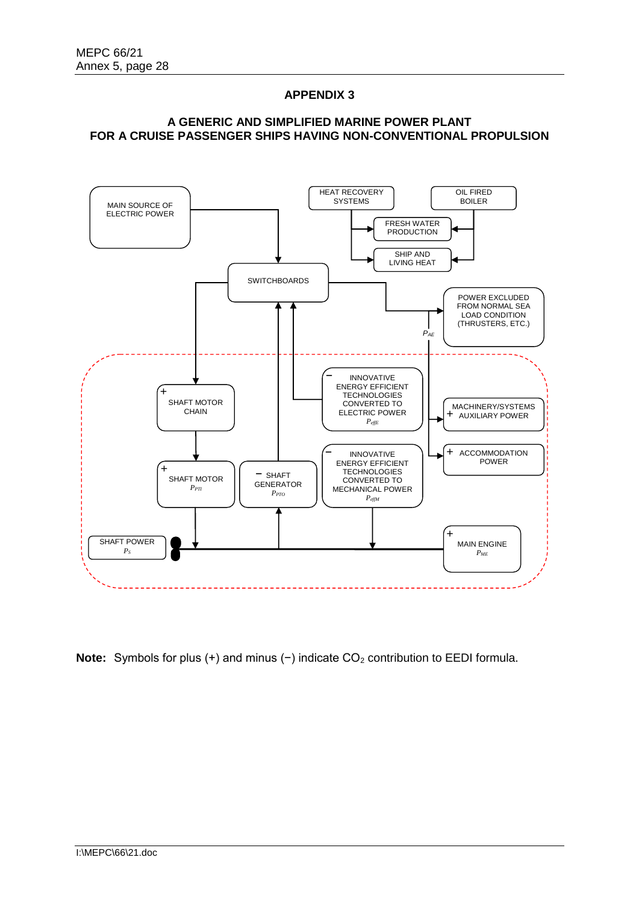# APPENDIX 3

## A GENERIC AND SIMPLIFIED MARINE POWER PLANT FOR A CRUISE PASSENGER SHIPS HAVING NON-CONVENTIONAL PROPULSION

MAIN SOURCE OF ELECTRIC POWER

HEAT RECOVERY SYSTEMS

OIL FIRED BOILER

FRESH WATER PRODUCTION

SHIP AND LIVING HEAT

SWITCHBOARDS

POWER EXCLUDED FROM NORMAL SEA LOAD CONDITION (THRUSTERS, ETC.)

$P_{AE}$

+ SHAFT MOTOR CHAIN

− INNOVATIVE ENERGY EFFICIENT TECHNOLOGIES CONVERTED TO ELECTRIC POWER $P_{effE}$

+ MACHINERY/SYSTEMS AUXILIARY POWER

+ SHAFT MOTOR $P_{PTI}$

− SHAFT GENERATOR $P_{PTO}$

− INNOVATIVE ENERGY EFFICIENT TECHNOLOGIES CONVERTED TO MECHANICAL POWER $P_{effM}$

+ ACCOMMODATION POWER

SHAFT POWER $P_S$

+ MAIN ENGINE $P_{ME}$

**Note:** Symbols for plus (+) and minus (−) indicate $CO_2$ contribution to EEDI formula.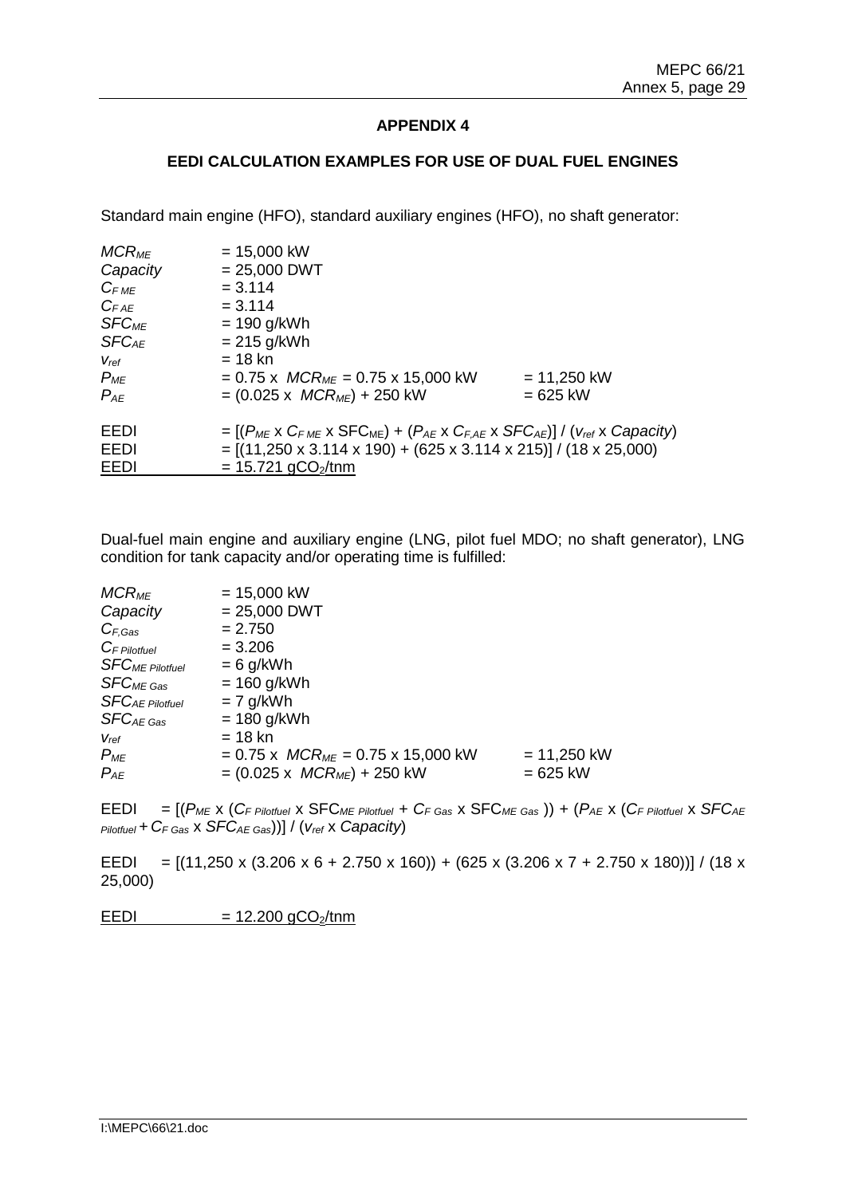## APPENDIX 4

### EEDI CALCULATION EXAMPLES FOR USE OF DUAL FUEL ENGINES

Standard main engine (HFO), standard auxiliary engines (HFO), no shaft generator:

| | | |
|---|---|---|
| $MCR_{ME}$ | = 15,000 kW | |
| $Capacity$ | = 25,000 DWT | |
| $C_{F\,ME}$ | = 3.114 | |
| $C_{F\,AE}$ | = 3.114 | |
| $SFC_{ME}$ | = 190 g/kWh | |
| $SFC_{AE}$ | = 215 g/kWh | |
| $v_{ref}$ | = 18 kn | |
| $P_{ME}$ | = 0.75 x $MCR_{ME}$ = 0.75 x 15,000 kW | = 11,250 kW |
| $P_{AE}$ | = (0.025 x $MCR_{ME}$) + 250 kW | = 625 kW |

EEDI = $[(P_{ME} \times C_{F\,ME} \times SFC_{ME}) + (P_{AE} \times C_{F,AE} \times SFC_{AE})] / (v_{ref} \times Capacity)$

EEDI = [(11,250 x 3.114 x 190) + (625 x 3.114 x 215)] / (18 x 25,000)

EEDI = 15.721 $gCO_2$/tnm

Dual-fuel main engine and auxiliary engine (LNG, pilot fuel MDO; no shaft generator), LNG condition for tank capacity and/or operating time is fulfilled:

| | | |
|---|---|---|
| $MCR_{ME}$ | = 15,000 kW | |
| $Capacity$ | = 25,000 DWT | |
| $C_{F,Gas}$ | = 2.750 | |
| $C_{F\,Pilotfuel}$ | = 3.206 | |
| $SFC_{ME\,Pilotfuel}$ | = 6 g/kWh | |
| $SFC_{ME\,Gas}$ | = 160 g/kWh | |
| $SFC_{AE\,Pilotfuel}$ | = 7 g/kWh | |
| $SFC_{AE\,Gas}$ | = 180 g/kWh | |
| $v_{ref}$ | = 18 kn | |
| $P_{ME}$ | = 0.75 x $MCR_{ME}$ = 0.75 x 15,000 kW | = 11,250 kW |
| $P_{AE}$ | = (0.025 x $MCR_{ME}$) + 250 kW | = 625 kW |

EEDI = $[(P_{ME} \times (C_{F\,Pilotfuel} \times SFC_{ME\,Pilotfuel} + C_{F\,Gas} \times SFC_{ME\,Gas})) + (P_{AE} \times (C_{F\,Pilotfuel} \times SFC_{AE\,Pilotfuel} + C_{F\,Gas} \times SFC_{AE\,Gas}))] / (v_{ref} \times Capacity)$

EEDI = [(11,250 x (3.206 x 6 + 2.750 x 160)) + (625 x (3.206 x 7 + 2.750 x 180))] / (18 x 25,000)

EEDI = 12.200 $gCO_2$/tnm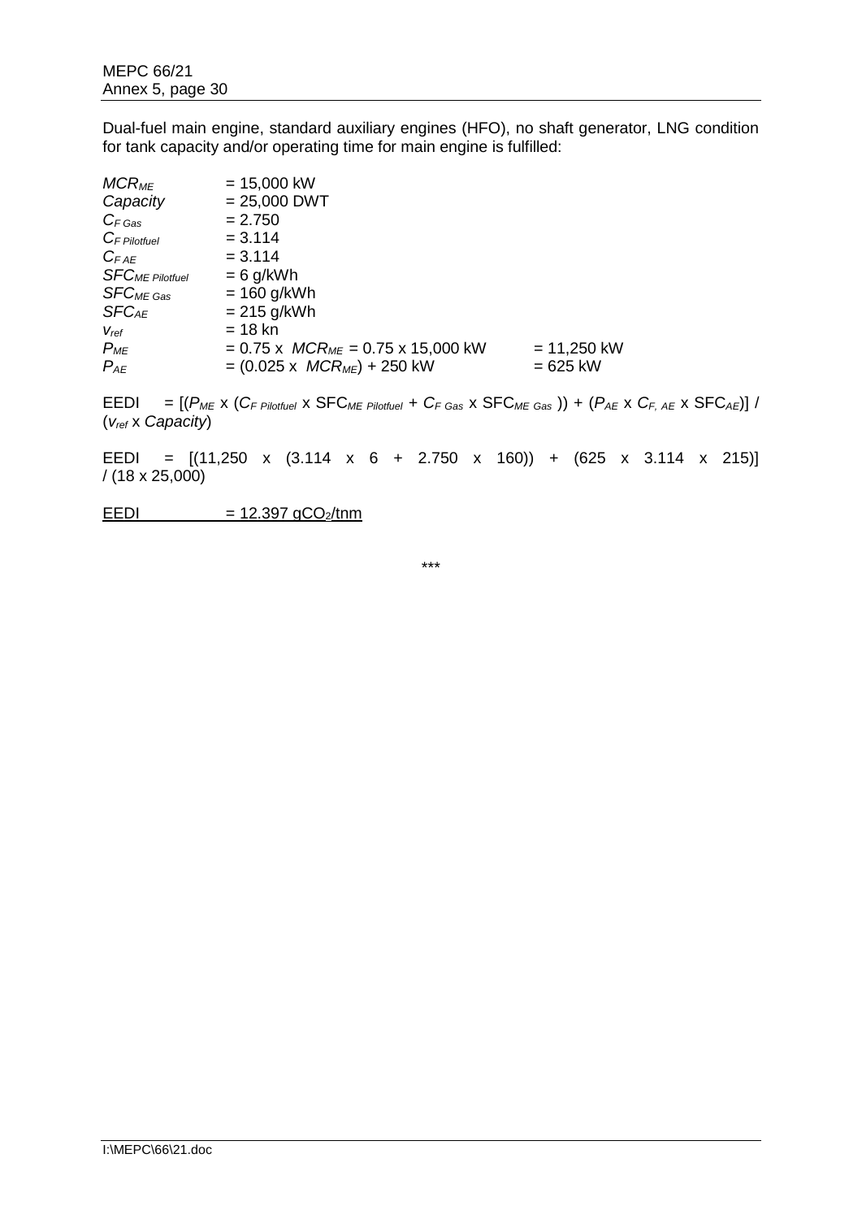Dual-fuel main engine, standard auxiliary engines (HFO), no shaft generator, LNG condition for tank capacity and/or operating time for main engine is fulfilled:

| | | |
|---|---|---|
| $MCR_{ME}$ | = 15,000 kW | |
| *Capacity* | = 25,000 DWT | |
| $C_{F\,Gas}$ | = 2.750 | |
| $C_{F\,Pilotfuel}$ | = 3.114 | |
| $C_{F\,AE}$ | = 3.114 | |
| $SFC_{ME\,Pilotfuel}$ | = 6 g/kWh | |
| $SFC_{ME\,Gas}$ | = 160 g/kWh | |
| $SFC_{AE}$ | = 215 g/kWh | |
| $v_{ref}$ | = 18 kn | |
| $P_{ME}$ | = 0.75 x $MCR_{ME}$ = 0.75 x 15,000 kW | = 11,250 kW |
| $P_{AE}$ | = (0.025 x $MCR_{ME}$) + 250 kW | = 625 kW |

EEDI = $[(P_{ME} \times (C_{F\,Pilotfuel} \times SFC_{ME\,Pilotfuel} + C_{F\,Gas} \times SFC_{ME\,Gas})) + (P_{AE} \times C_{F,\,AE} \times SFC_{AE})] / (v_{ref} \times Capacity)$

EEDI = $[(11{,}250 \times (3.114 \times 6 + 2.750 \times 160)) + (625 \times 3.114 \times 215)] / (18 \times 25{,}000)$

<u>EEDI = 12.397 g$CO_2$/tnm</u>

\*\*\*